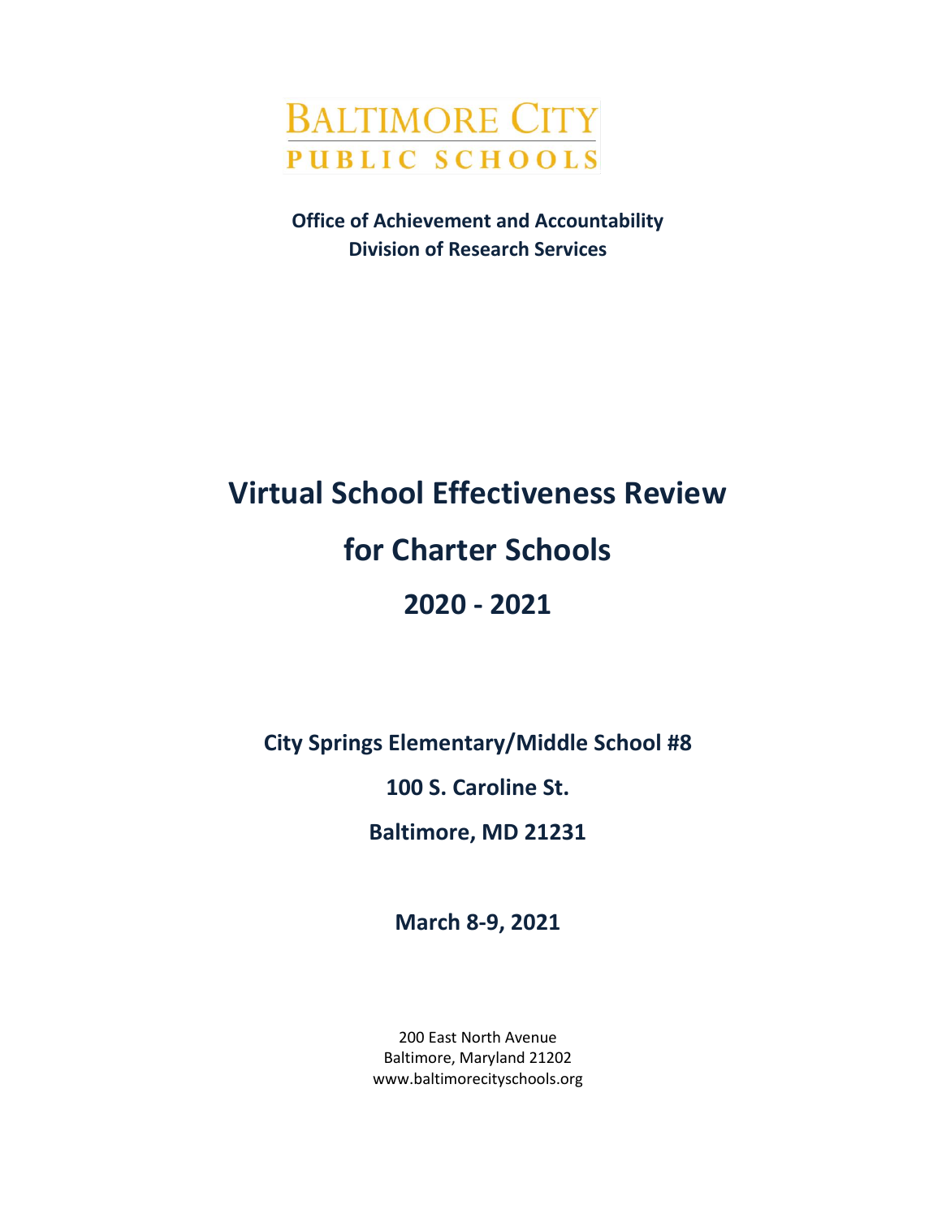BALTIMORE CITY
PUBLIC SCHOOLS

**Office of Achievement and Accountability**
**Division of Research Services**

# Virtual School Effectiveness Review

# for Charter Schools

# 2020 - 2021

**City Springs Elementary/Middle School #8**

**100 S. Caroline St.**

**Baltimore, MD 21231**

**March 8-9, 2021**

200 East North Avenue
Baltimore, Maryland 21202
www.baltimorecityschools.org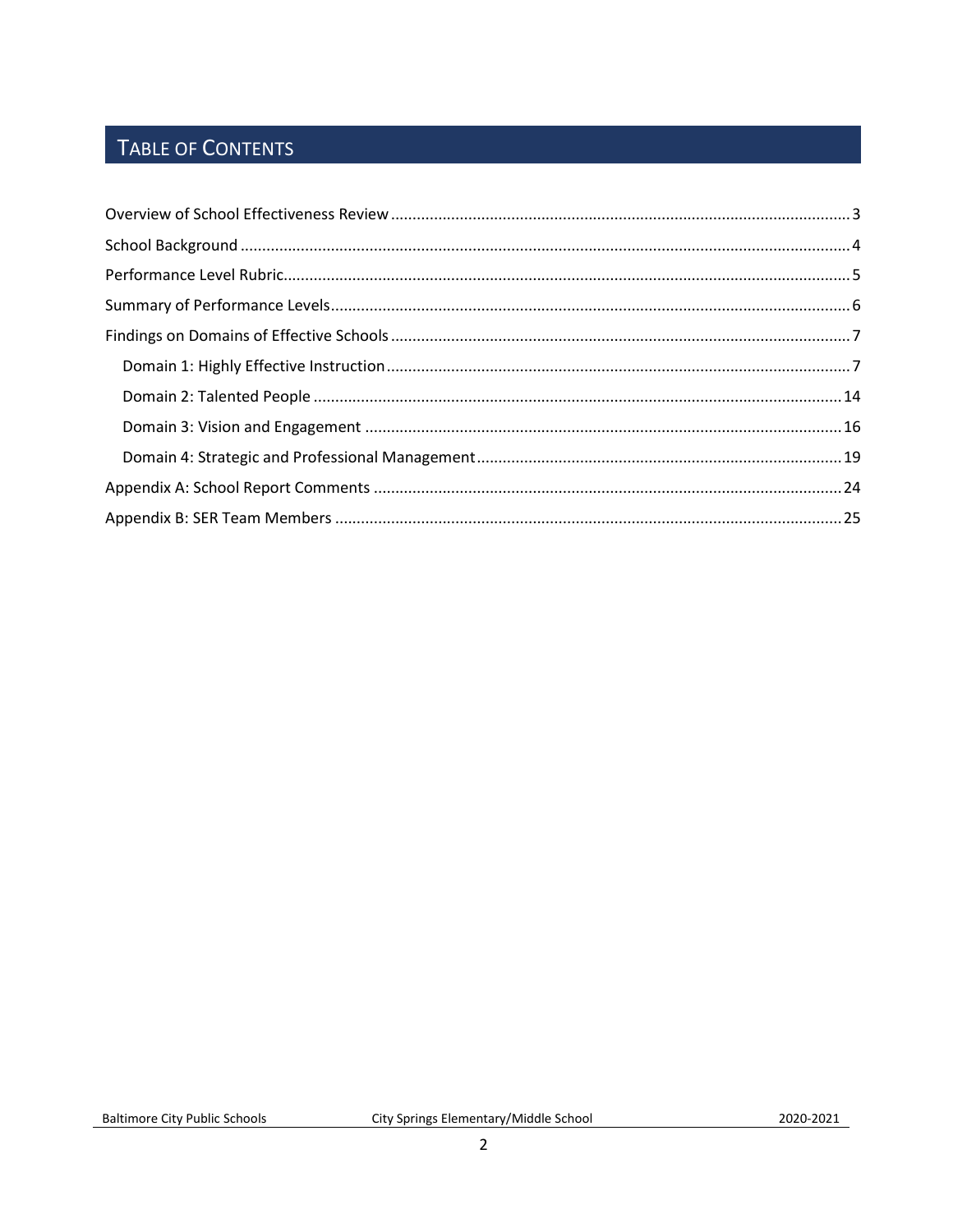## TABLE OF CONTENTS

Overview of School Effectiveness Review .......... 3

School Background .......... 4

Performance Level Rubric .......... 5

Summary of Performance Levels .......... 6

Findings on Domains of Effective Schools .......... 7

- Domain 1: Highly Effective Instruction .......... 7
- Domain 2: Talented People .......... 14
- Domain 3: Vision and Engagement .......... 16
- Domain 4: Strategic and Professional Management .......... 19

Appendix A: School Report Comments .......... 24

Appendix B: SER Team Members .......... 25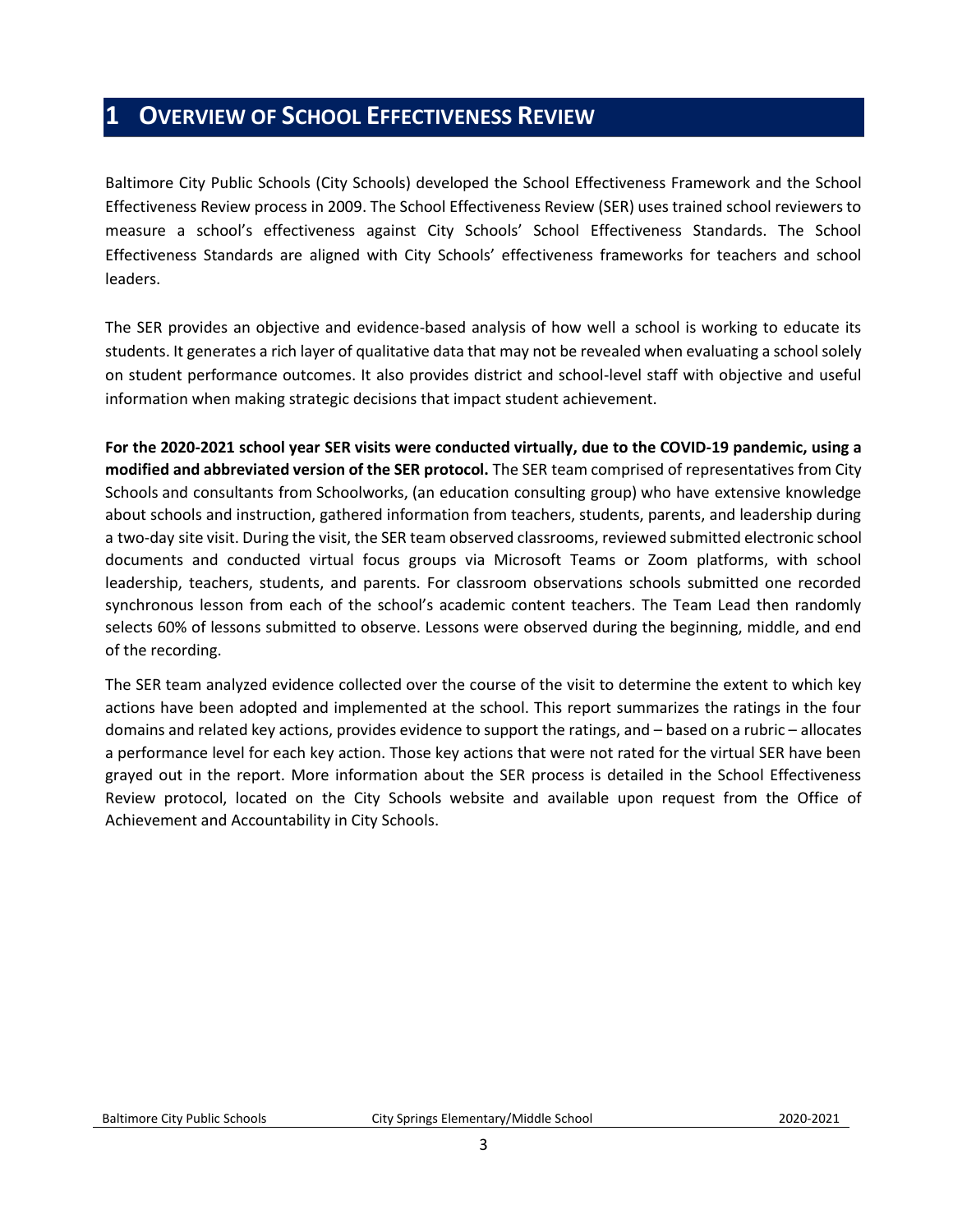# 1 OVERVIEW OF SCHOOL EFFECTIVENESS REVIEW

Baltimore City Public Schools (City Schools) developed the School Effectiveness Framework and the School Effectiveness Review process in 2009. The School Effectiveness Review (SER) uses trained school reviewers to measure a school's effectiveness against City Schools' School Effectiveness Standards. The School Effectiveness Standards are aligned with City Schools' effectiveness frameworks for teachers and school leaders.

The SER provides an objective and evidence-based analysis of how well a school is working to educate its students. It generates a rich layer of qualitative data that may not be revealed when evaluating a school solely on student performance outcomes. It also provides district and school-level staff with objective and useful information when making strategic decisions that impact student achievement.

**For the 2020-2021 school year SER visits were conducted virtually, due to the COVID-19 pandemic, using a modified and abbreviated version of the SER protocol.** The SER team comprised of representatives from City Schools and consultants from Schoolworks, (an education consulting group) who have extensive knowledge about schools and instruction, gathered information from teachers, students, parents, and leadership during a two-day site visit. During the visit, the SER team observed classrooms, reviewed submitted electronic school documents and conducted virtual focus groups via Microsoft Teams or Zoom platforms, with school leadership, teachers, students, and parents. For classroom observations schools submitted one recorded synchronous lesson from each of the school's academic content teachers. The Team Lead then randomly selects 60% of lessons submitted to observe. Lessons were observed during the beginning, middle, and end of the recording.

The SER team analyzed evidence collected over the course of the visit to determine the extent to which key actions have been adopted and implemented at the school. This report summarizes the ratings in the four domains and related key actions, provides evidence to support the ratings, and – based on a rubric – allocates a performance level for each key action. Those key actions that were not rated for the virtual SER have been grayed out in the report. More information about the SER process is detailed in the School Effectiveness Review protocol, located on the City Schools website and available upon request from the Office of Achievement and Accountability in City Schools.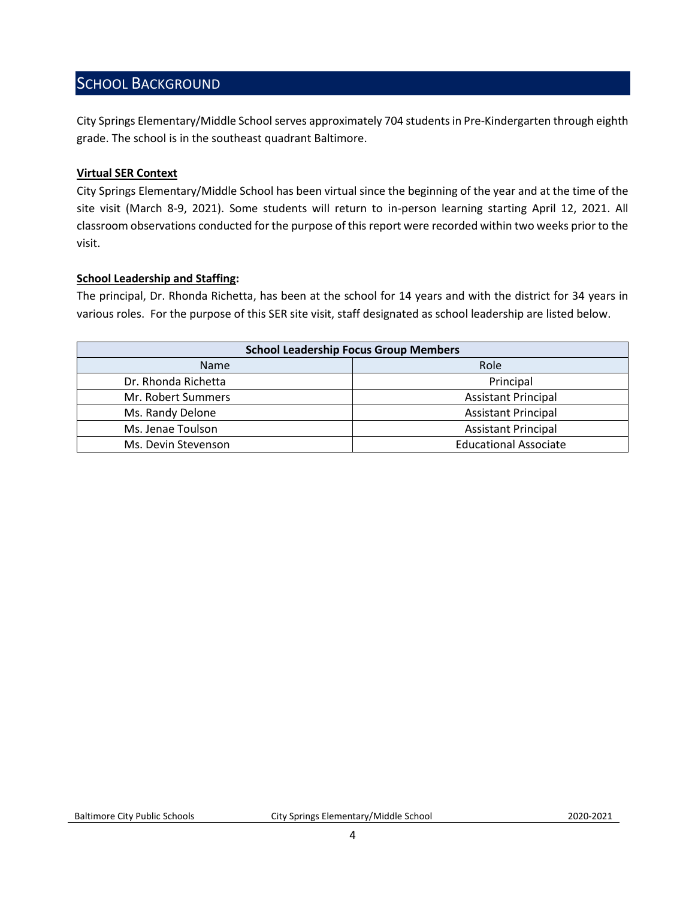## SCHOOL BACKGROUND

City Springs Elementary/Middle School serves approximately 704 students in Pre-Kindergarten through eighth grade. The school is in the southeast quadrant Baltimore.

**Virtual SER Context**

City Springs Elementary/Middle School has been virtual since the beginning of the year and at the time of the site visit (March 8-9, 2021). Some students will return to in-person learning starting April 12, 2021. All classroom observations conducted for the purpose of this report were recorded within two weeks prior to the visit.

**School Leadership and Staffing:**

The principal, Dr. Rhonda Richetta, has been at the school for 14 years and with the district for 34 years in various roles. For the purpose of this SER site visit, staff designated as school leadership are listed below.

| School Leadership Focus Group Members | |
|---|---|
| Name | Role |
| Dr. Rhonda Richetta | Principal |
| Mr. Robert Summers | Assistant Principal |
| Ms. Randy Delone | Assistant Principal |
| Ms. Jenae Toulson | Assistant Principal |
| Ms. Devin Stevenson | Educational Associate |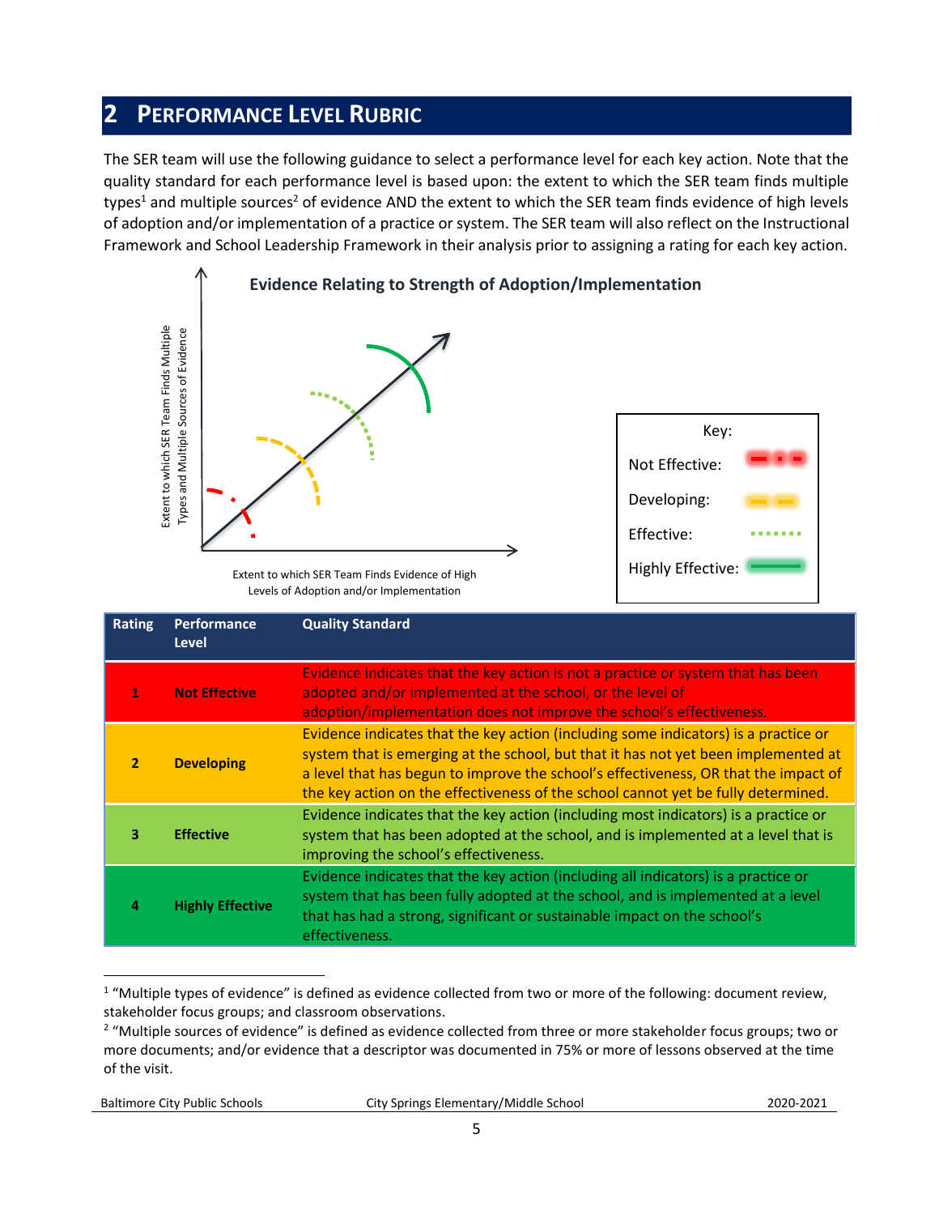## 2 PERFORMANCE LEVEL RUBRIC

The SER team will use the following guidance to select a performance level for each key action. Note that the quality standard for each performance level is based upon: the extent to which the SER team finds multiple types[1] and multiple sources[2] of evidence AND the extent to which the SER team finds evidence of high levels of adoption and/or implementation of a practice or system. The SER team will also reflect on the Instructional Framework and School Leadership Framework in their analysis prior to assigning a rating for each key action.

**Evidence Relating to Strength of Adoption/Implementation**

Extent to which SER Team Finds Multiple Types and Multiple Sources of Evidence

Extent to which SER Team Finds Evidence of High Levels of Adoption and/or Implementation

Key:

Not Effective:

Developing:

Effective:

Highly Effective:

| Rating | Performance Level | Quality Standard |
|---|---|---|
| 1 | **Not Effective** | Evidence indicates that the key action is not a practice or system that has been adopted and/or implemented at the school, or the level of adoption/implementation does not improve the school's effectiveness. |
| 2 | **Developing** | Evidence indicates that the key action (including some indicators) is a practice or system that is emerging at the school, but that it has not yet been implemented at a level that has begun to improve the school's effectiveness, OR that the impact of the key action on the effectiveness of the school cannot yet be fully determined. |
| 3 | **Effective** | Evidence indicates that the key action (including most indicators) is a practice or system that has been adopted at the school, and is implemented at a level that is improving the school's effectiveness. |
| 4 | **Highly Effective** | Evidence indicates that the key action (including all indicators) is a practice or system that has been fully adopted at the school, and is implemented at a level that has had a strong, significant or sustainable impact on the school's effectiveness. |

[1] "Multiple types of evidence" is defined as evidence collected from two or more of the following: document review, stakeholder focus groups; and classroom observations.

[2] "Multiple sources of evidence" is defined as evidence collected from three or more stakeholder focus groups; two or more documents; and/or evidence that a descriptor was documented in 75% or more of lessons observed at the time of the visit.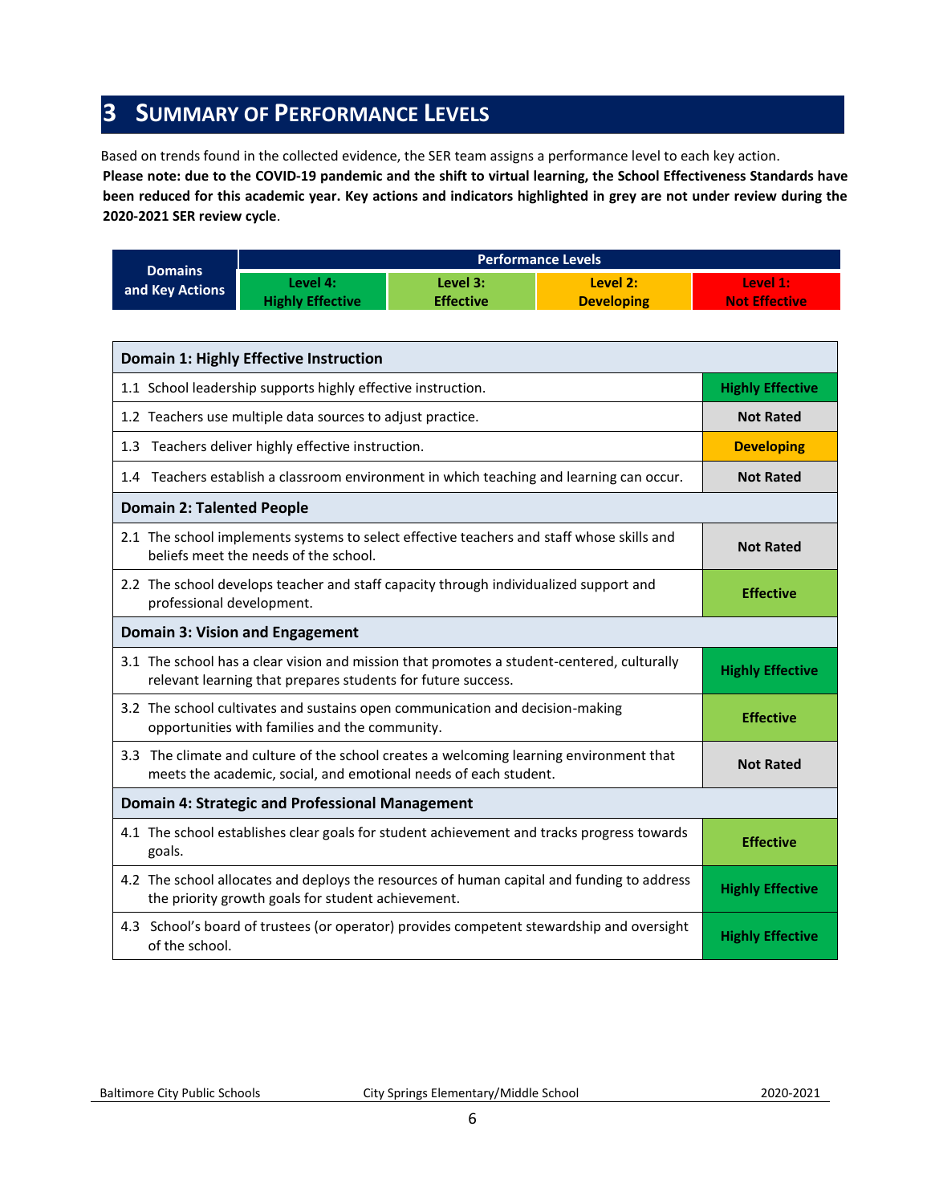# 3 SUMMARY OF PERFORMANCE LEVELS

Based on trends found in the collected evidence, the SER team assigns a performance level to each key action.

**Please note: due to the COVID-19 pandemic and the shift to virtual learning, the School Effectiveness Standards have been reduced for this academic year. Key actions and indicators highlighted in grey are not under review during the 2020-2021 SER review cycle**.

| Domains and Key Actions | Performance Levels | | | |
|---|---|---|---|---|
| | Level 4: Highly Effective | Level 3: Effective | Level 2: Developing | Level 1: Not Effective |

| Domain 1: Highly Effective Instruction | |
|---|---|
| 1.1 School leadership supports highly effective instruction. | Highly Effective |
| 1.2 Teachers use multiple data sources to adjust practice. | Not Rated |
| 1.3 Teachers deliver highly effective instruction. | Developing |
| 1.4 Teachers establish a classroom environment in which teaching and learning can occur. | Not Rated |
| **Domain 2: Talented People** | |
| 2.1 The school implements systems to select effective teachers and staff whose skills and beliefs meet the needs of the school. | Not Rated |
| 2.2 The school develops teacher and staff capacity through individualized support and professional development. | Effective |
| **Domain 3: Vision and Engagement** | |
| 3.1 The school has a clear vision and mission that promotes a student-centered, culturally relevant learning that prepares students for future success. | Highly Effective |
| 3.2 The school cultivates and sustains open communication and decision-making opportunities with families and the community. | Effective |
| 3.3 The climate and culture of the school creates a welcoming learning environment that meets the academic, social, and emotional needs of each student. | Not Rated |
| **Domain 4: Strategic and Professional Management** | |
| 4.1 The school establishes clear goals for student achievement and tracks progress towards goals. | Effective |
| 4.2 The school allocates and deploys the resources of human capital and funding to address the priority growth goals for student achievement. | Highly Effective |
| 4.3 School's board of trustees (or operator) provides competent stewardship and oversight of the school. | Highly Effective |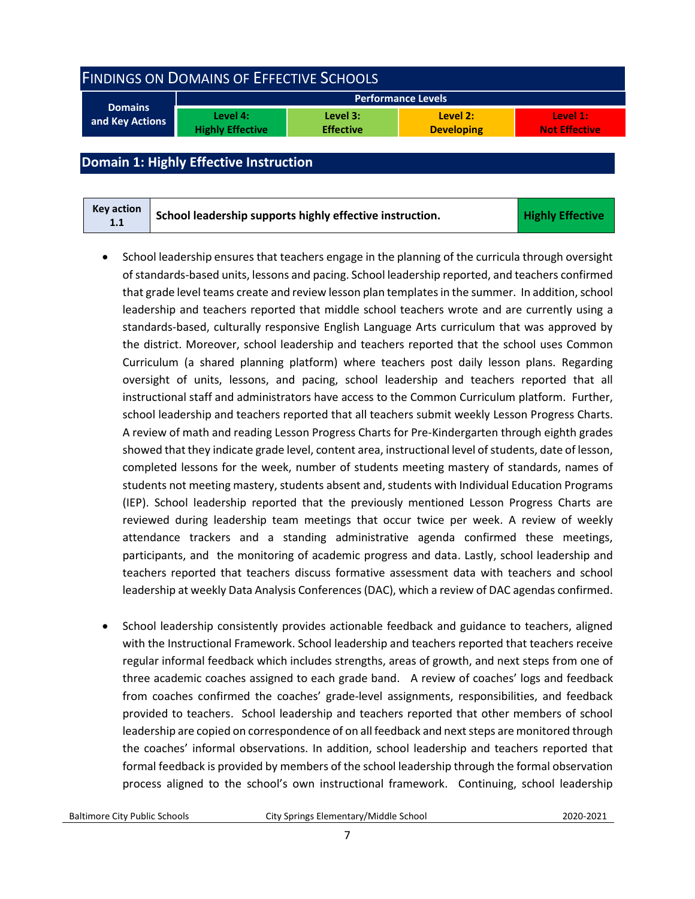# FINDINGS ON DOMAINS OF EFFECTIVE SCHOOLS

| Domains and Key Actions | Performance Levels | | | |
|---|---|---|---|---|
| | Level 4: Highly Effective | Level 3: Effective | Level 2: Developing | Level 1: Not Effective |

## Domain 1: Highly Effective Instruction

| Key action 1.1 | School leadership supports highly effective instruction. | Highly Effective |
|---|---|---|

- School leadership ensures that teachers engage in the planning of the curricula through oversight of standards-based units, lessons and pacing. School leadership reported, and teachers confirmed that grade level teams create and review lesson plan templates in the summer. In addition, school leadership and teachers reported that middle school teachers wrote and are currently using a standards-based, culturally responsive English Language Arts curriculum that was approved by the district. Moreover, school leadership and teachers reported that the school uses Common Curriculum (a shared planning platform) where teachers post daily lesson plans. Regarding oversight of units, lessons, and pacing, school leadership and teachers reported that all instructional staff and administrators have access to the Common Curriculum platform. Further, school leadership and teachers reported that all teachers submit weekly Lesson Progress Charts. A review of math and reading Lesson Progress Charts for Pre-Kindergarten through eighth grades showed that they indicate grade level, content area, instructional level of students, date of lesson, completed lessons for the week, number of students meeting mastery of standards, names of students not meeting mastery, students absent and, students with Individual Education Programs (IEP). School leadership reported that the previously mentioned Lesson Progress Charts are reviewed during leadership team meetings that occur twice per week. A review of weekly attendance trackers and a standing administrative agenda confirmed these meetings, participants, and the monitoring of academic progress and data. Lastly, school leadership and teachers reported that teachers discuss formative assessment data with teachers and school leadership at weekly Data Analysis Conferences (DAC), which a review of DAC agendas confirmed.

- School leadership consistently provides actionable feedback and guidance to teachers, aligned with the Instructional Framework. School leadership and teachers reported that teachers receive regular informal feedback which includes strengths, areas of growth, and next steps from one of three academic coaches assigned to each grade band. A review of coaches' logs and feedback from coaches confirmed the coaches' grade-level assignments, responsibilities, and feedback provided to teachers. School leadership and teachers reported that other members of school leadership are copied on correspondence of on all feedback and next steps are monitored through the coaches' informal observations. In addition, school leadership and teachers reported that formal feedback is provided by members of the school leadership through the formal observation process aligned to the school's own instructional framework. Continuing, school leadership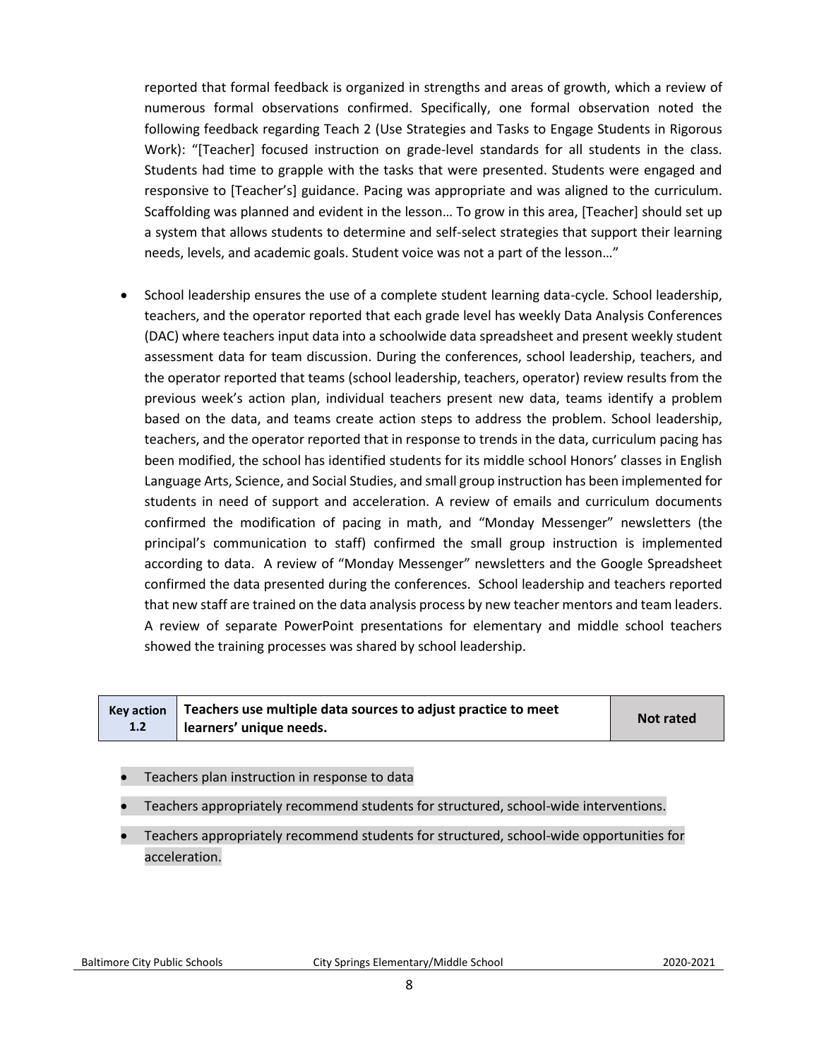reported that formal feedback is organized in strengths and areas of growth, which a review of numerous formal observations confirmed. Specifically, one formal observation noted the following feedback regarding Teach 2 (Use Strategies and Tasks to Engage Students in Rigorous Work): "[Teacher] focused instruction on grade-level standards for all students in the class. Students had time to grapple with the tasks that were presented. Students were engaged and responsive to [Teacher's] guidance. Pacing was appropriate and was aligned to the curriculum. Scaffolding was planned and evident in the lesson… To grow in this area, [Teacher] should set up a system that allows students to determine and self-select strategies that support their learning needs, levels, and academic goals. Student voice was not a part of the lesson…"

- School leadership ensures the use of a complete student learning data-cycle. School leadership, teachers, and the operator reported that each grade level has weekly Data Analysis Conferences (DAC) where teachers input data into a schoolwide data spreadsheet and present weekly student assessment data for team discussion. During the conferences, school leadership, teachers, and the operator reported that teams (school leadership, teachers, operator) review results from the previous week's action plan, individual teachers present new data, teams identify a problem based on the data, and teams create action steps to address the problem. School leadership, teachers, and the operator reported that in response to trends in the data, curriculum pacing has been modified, the school has identified students for its middle school Honors' classes in English Language Arts, Science, and Social Studies, and small group instruction has been implemented for students in need of support and acceleration. A review of emails and curriculum documents confirmed the modification of pacing in math, and "Monday Messenger" newsletters (the principal's communication to staff) confirmed the small group instruction is implemented according to data. A review of "Monday Messenger" newsletters and the Google Spreadsheet confirmed the data presented during the conferences. School leadership and teachers reported that new staff are trained on the data analysis process by new teacher mentors and team leaders. A review of separate PowerPoint presentations for elementary and middle school teachers showed the training processes was shared by school leadership.

| Key action 1.2 | Teachers use multiple data sources to adjust practice to meet learners' unique needs. | Not rated |
|---|---|---|

- Teachers plan instruction in response to data
- Teachers appropriately recommend students for structured, school-wide interventions.
- Teachers appropriately recommend students for structured, school-wide opportunities for acceleration.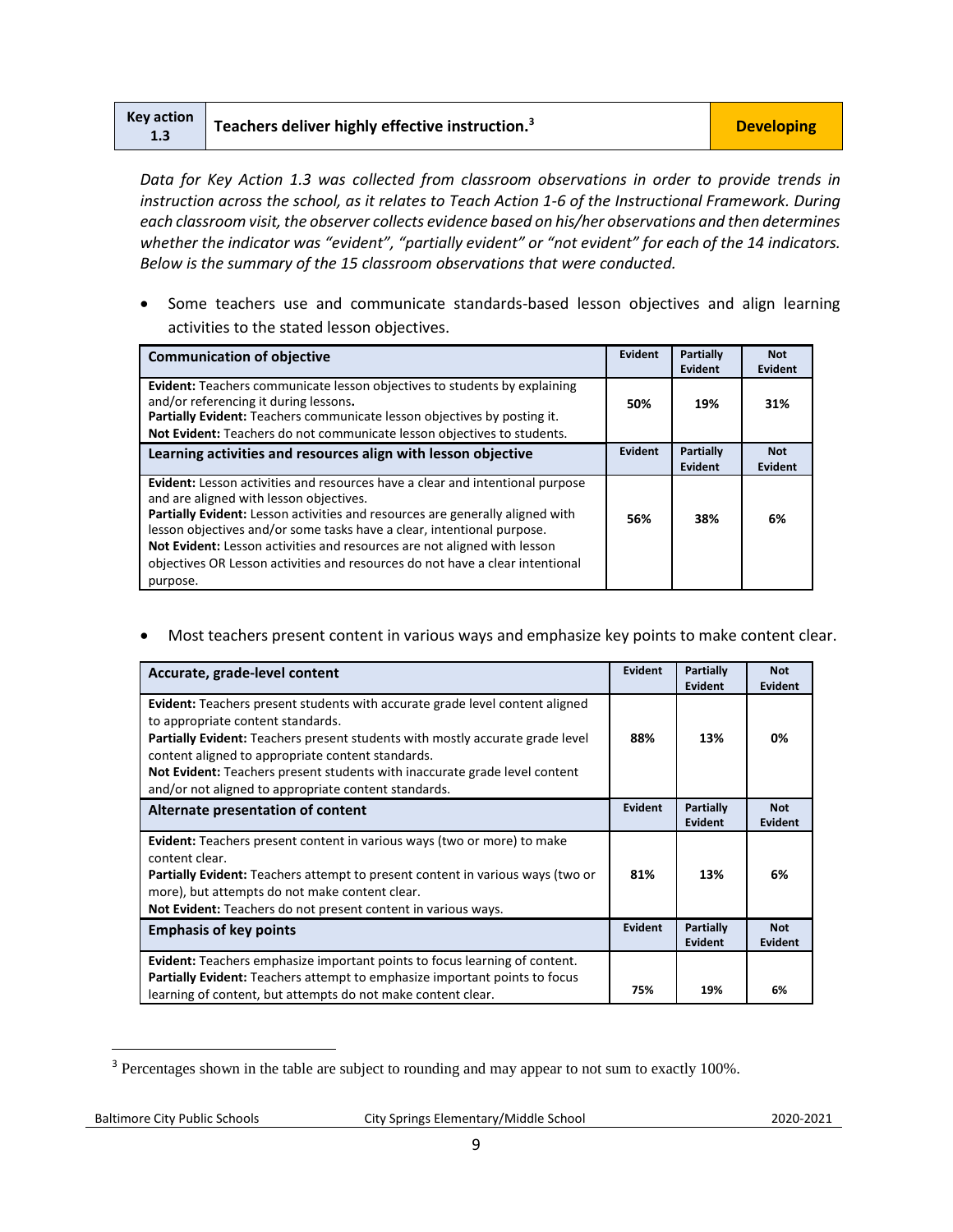| Key action 1.3 | Teachers deliver highly effective instruction.[3] | Developing |
|---|---|---|

*Data for Key Action 1.3 was collected from classroom observations in order to provide trends in instruction across the school, as it relates to Teach Action 1-6 of the Instructional Framework. During each classroom visit, the observer collects evidence based on his/her observations and then determines whether the indicator was "evident", "partially evident" or "not evident" for each of the 14 indicators. Below is the summary of the 15 classroom observations that were conducted.*

- Some teachers use and communicate standards-based lesson objectives and align learning activities to the stated lesson objectives.

| Communication of objective | Evident | Partially Evident | Not Evident |
|---|---|---|---|
| **Evident:** Teachers communicate lesson objectives to students by explaining and/or referencing it during lessons. **Partially Evident:** Teachers communicate lesson objectives by posting it. **Not Evident:** Teachers do not communicate lesson objectives to students. | 50% | 19% | 31% |
| **Learning activities and resources align with lesson objective** | **Evident** | **Partially Evident** | **Not Evident** |
| **Evident:** Lesson activities and resources have a clear and intentional purpose and are aligned with lesson objectives. **Partially Evident:** Lesson activities and resources are generally aligned with lesson objectives and/or some tasks have a clear, intentional purpose. **Not Evident:** Lesson activities and resources are not aligned with lesson objectives OR Lesson activities and resources do not have a clear intentional purpose. | 56% | 38% | 6% |

- Most teachers present content in various ways and emphasize key points to make content clear.

| Accurate, grade-level content | Evident | Partially Evident | Not Evident |
|---|---|---|---|
| **Evident:** Teachers present students with accurate grade level content aligned to appropriate content standards. **Partially Evident:** Teachers present students with mostly accurate grade level content aligned to appropriate content standards. **Not Evident:** Teachers present students with inaccurate grade level content and/or not aligned to appropriate content standards. | 88% | 13% | 0% |
| **Alternate presentation of content** | **Evident** | **Partially Evident** | **Not Evident** |
| **Evident:** Teachers present content in various ways (two or more) to make content clear. **Partially Evident:** Teachers attempt to present content in various ways (two or more), but attempts do not make content clear. **Not Evident:** Teachers do not present content in various ways. | 81% | 13% | 6% |
| **Emphasis of key points** | **Evident** | **Partially Evident** | **Not Evident** |
| **Evident:** Teachers emphasize important points to focus learning of content. **Partially Evident:** Teachers attempt to emphasize important points to focus learning of content, but attempts do not make content clear. | 75% | 19% | 6% |

[3] Percentages shown in the table are subject to rounding and may appear to not sum to exactly 100%.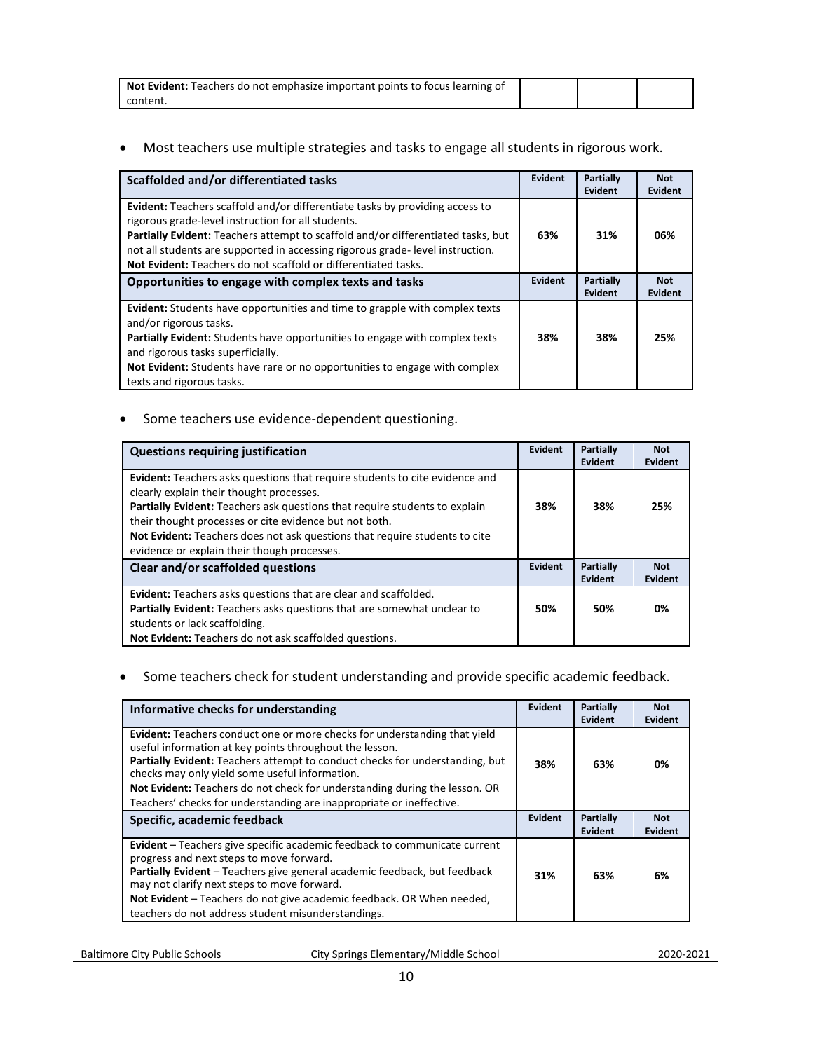| | | | |
|---|---|---|---|
| **Not Evident:** Teachers do not emphasize important points to focus learning of content. | | | |

- Most teachers use multiple strategies and tasks to engage all students in rigorous work.

| Scaffolded and/or differentiated tasks | Evident | Partially Evident | Not Evident |
|---|---|---|---|
| **Evident:** Teachers scaffold and/or differentiate tasks by providing access to rigorous grade-level instruction for all students.<br>**Partially Evident:** Teachers attempt to scaffold and/or differentiated tasks, but not all students are supported in accessing rigorous grade- level instruction.<br>**Not Evident:** Teachers do not scaffold or differentiated tasks. | 63% | 31% | 06% |
| **Opportunities to engage with complex texts and tasks** | **Evident** | **Partially Evident** | **Not Evident** |
| **Evident:** Students have opportunities and time to grapple with complex texts and/or rigorous tasks.<br>**Partially Evident:** Students have opportunities to engage with complex texts and rigorous tasks superficially.<br>**Not Evident:** Students have rare or no opportunities to engage with complex texts and rigorous tasks. | 38% | 38% | 25% |

- Some teachers use evidence-dependent questioning.

| Questions requiring justification | Evident | Partially Evident | Not Evident |
|---|---|---|---|
| **Evident:** Teachers asks questions that require students to cite evidence and clearly explain their thought processes.<br>**Partially Evident:** Teachers ask questions that require students to explain their thought processes or cite evidence but not both.<br>**Not Evident:** Teachers does not ask questions that require students to cite evidence or explain their though processes. | 38% | 38% | 25% |
| **Clear and/or scaffolded questions** | **Evident** | **Partially Evident** | **Not Evident** |
| **Evident:** Teachers asks questions that are clear and scaffolded.<br>**Partially Evident:** Teachers asks questions that are somewhat unclear to students or lack scaffolding.<br>**Not Evident:** Teachers do not ask scaffolded questions. | 50% | 50% | 0% |

- Some teachers check for student understanding and provide specific academic feedback.

| Informative checks for understanding | Evident | Partially Evident | Not Evident |
|---|---|---|---|
| **Evident:** Teachers conduct one or more checks for understanding that yield useful information at key points throughout the lesson.<br>**Partially Evident:** Teachers attempt to conduct checks for understanding, but checks may only yield some useful information.<br>**Not Evident:** Teachers do not check for understanding during the lesson. OR Teachers' checks for understanding are inappropriate or ineffective. | 38% | 63% | 0% |
| **Specific, academic feedback** | **Evident** | **Partially Evident** | **Not Evident** |
| **Evident** – Teachers give specific academic feedback to communicate current progress and next steps to move forward.<br>**Partially Evident** – Teachers give general academic feedback, but feedback may not clarify next steps to move forward.<br>**Not Evident** – Teachers do not give academic feedback. OR When needed, teachers do not address student misunderstandings. | 31% | 63% | 6% |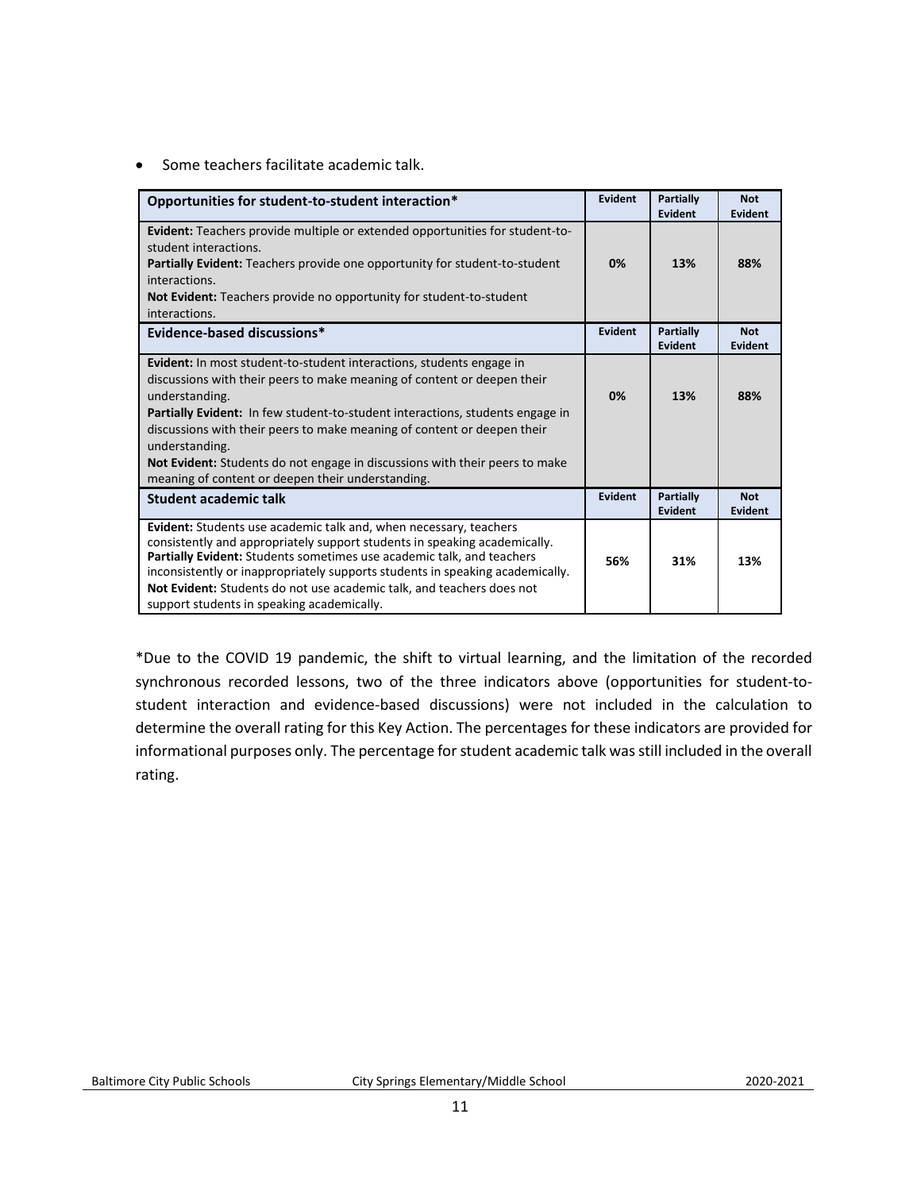- Some teachers facilitate academic talk.

| Opportunities for student-to-student interaction* | Evident | Partially Evident | Not Evident |
|---|---|---|---|
| **Evident:** Teachers provide multiple or extended opportunities for student-to-student interactions. **Partially Evident:** Teachers provide one opportunity for student-to-student interactions. **Not Evident:** Teachers provide no opportunity for student-to-student interactions. | 0% | 13% | 88% |
| **Evidence-based discussions*** | **Evident** | **Partially Evident** | **Not Evident** |
| **Evident:** In most student-to-student interactions, students engage in discussions with their peers to make meaning of content or deepen their understanding. **Partially Evident:** In few student-to-student interactions, students engage in discussions with their peers to make meaning of content or deepen their understanding. **Not Evident:** Students do not engage in discussions with their peers to make meaning of content or deepen their understanding. | 0% | 13% | 88% |
| **Student academic talk** | **Evident** | **Partially Evident** | **Not Evident** |
| **Evident:** Students use academic talk and, when necessary, teachers consistently and appropriately support students in speaking academically. **Partially Evident:** Students sometimes use academic talk, and teachers inconsistently or inappropriately supports students in speaking academically. **Not Evident:** Students do not use academic talk, and teachers does not support students in speaking academically. | 56% | 31% | 13% |

*Due to the COVID 19 pandemic, the shift to virtual learning, and the limitation of the recorded synchronous recorded lessons, two of the three indicators above (opportunities for student-to-student interaction and evidence-based discussions) were not included in the calculation to determine the overall rating for this Key Action. The percentages for these indicators are provided for informational purposes only. The percentage for student academic talk was still included in the overall rating.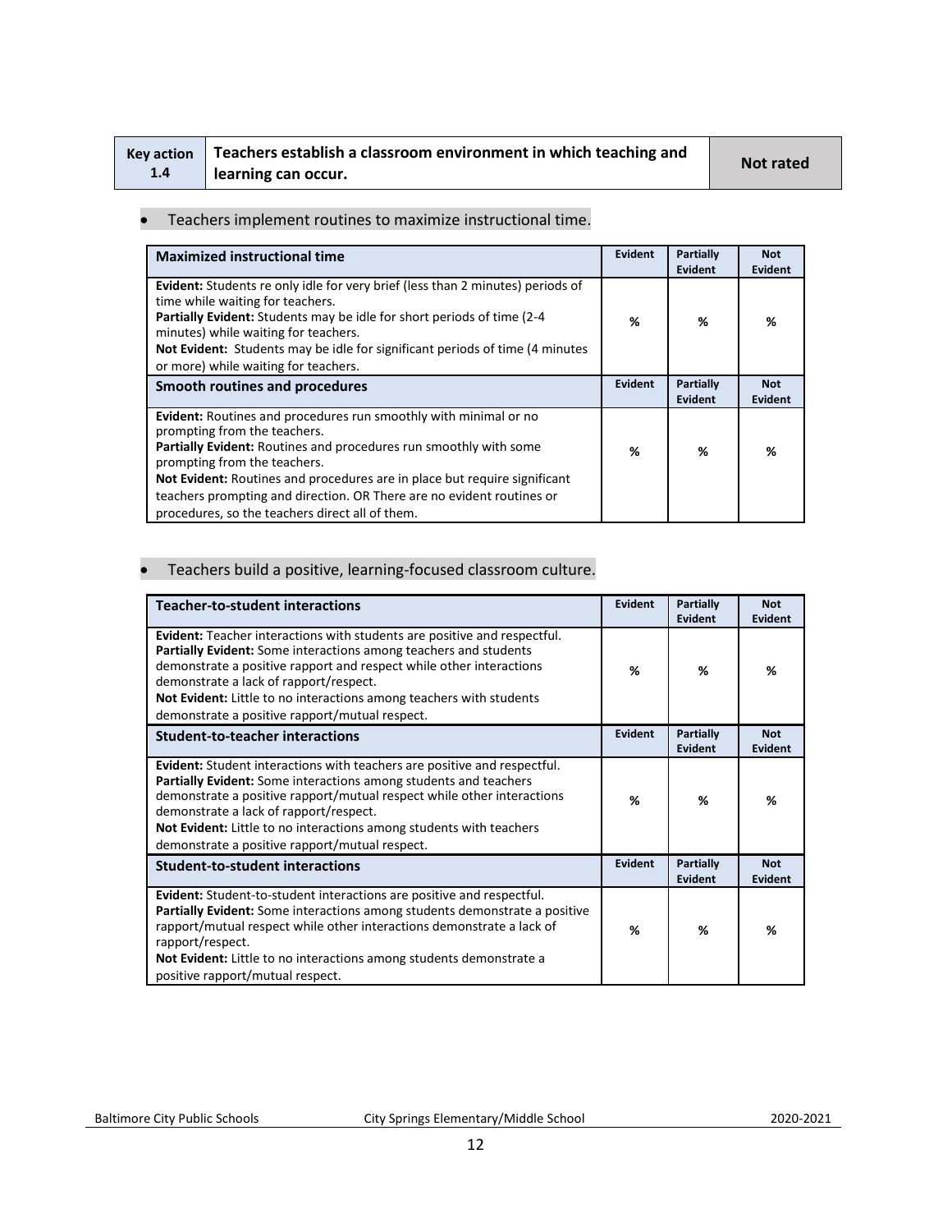| Key action 1.4 | Teachers establish a classroom environment in which teaching and learning can occur. | Not rated |
|---|---|---|

- Teachers implement routines to maximize instructional time.

| Maximized instructional time | Evident | Partially Evident | Not Evident |
|---|---|---|---|
| **Evident:** Students re only idle for very brief (less than 2 minutes) periods of time while waiting for teachers.<br>**Partially Evident:** Students may be idle for short periods of time (2-4 minutes) while waiting for teachers.<br>**Not Evident:** Students may be idle for significant periods of time (4 minutes or more) while waiting for teachers. | % | % | % |
| **Smooth routines and procedures** | **Evident** | **Partially Evident** | **Not Evident** |
| **Evident:** Routines and procedures run smoothly with minimal or no prompting from the teachers.<br>**Partially Evident:** Routines and procedures run smoothly with some prompting from the teachers.<br>**Not Evident:** Routines and procedures are in place but require significant teachers prompting and direction. OR There are no evident routines or procedures, so the teachers direct all of them. | % | % | % |

- Teachers build a positive, learning-focused classroom culture.

| Teacher-to-student interactions | Evident | Partially Evident | Not Evident |
|---|---|---|---|
| **Evident:** Teacher interactions with students are positive and respectful.<br>**Partially Evident:** Some interactions among teachers and students demonstrate a positive rapport and respect while other interactions demonstrate a lack of rapport/respect.<br>**Not Evident:** Little to no interactions among teachers with students demonstrate a positive rapport/mutual respect. | % | % | % |
| **Student-to-teacher interactions** | **Evident** | **Partially Evident** | **Not Evident** |
| **Evident:** Student interactions with teachers are positive and respectful.<br>**Partially Evident:** Some interactions among students and teachers demonstrate a positive rapport/mutual respect while other interactions demonstrate a lack of rapport/respect.<br>**Not Evident:** Little to no interactions among students with teachers demonstrate a positive rapport/mutual respect. | % | % | % |
| **Student-to-student interactions** | **Evident** | **Partially Evident** | **Not Evident** |
| **Evident:** Student-to-student interactions are positive and respectful.<br>**Partially Evident:** Some interactions among students demonstrate a positive rapport/mutual respect while other interactions demonstrate a lack of rapport/respect.<br>**Not Evident:** Little to no interactions among students demonstrate a positive rapport/mutual respect. | % | % | % |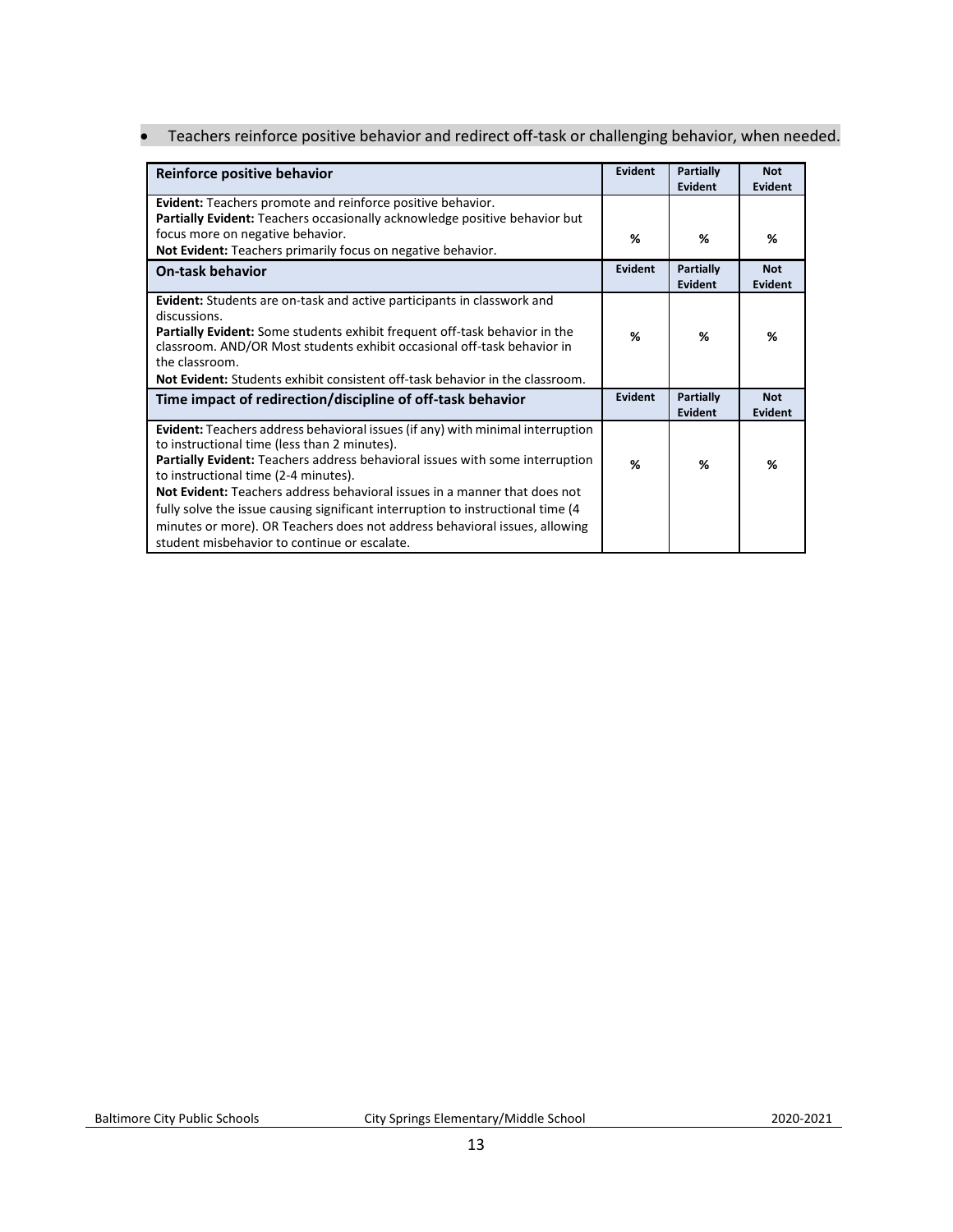- Teachers reinforce positive behavior and redirect off-task or challenging behavior, when needed.

| **Reinforce positive behavior** | **Evident** | **Partially Evident** | **Not Evident** |
|---|---|---|---|
| **Evident:** Teachers promote and reinforce positive behavior.<br>**Partially Evident:** Teachers occasionally acknowledge positive behavior but focus more on negative behavior.<br>**Not Evident:** Teachers primarily focus on negative behavior. | % | % | % |
| **On-task behavior** | **Evident** | **Partially Evident** | **Not Evident** |
| **Evident:** Students are on-task and active participants in classwork and discussions.<br>**Partially Evident:** Some students exhibit frequent off-task behavior in the classroom. AND/OR Most students exhibit occasional off-task behavior in the classroom.<br>**Not Evident:** Students exhibit consistent off-task behavior in the classroom. | % | % | % |
| **Time impact of redirection/discipline of off-task behavior** | **Evident** | **Partially Evident** | **Not Evident** |
| **Evident:** Teachers address behavioral issues (if any) with minimal interruption to instructional time (less than 2 minutes).<br>**Partially Evident:** Teachers address behavioral issues with some interruption to instructional time (2-4 minutes).<br>**Not Evident:** Teachers address behavioral issues in a manner that does not fully solve the issue causing significant interruption to instructional time (4 minutes or more). OR Teachers does not address behavioral issues, allowing student misbehavior to continue or escalate. | % | % | % |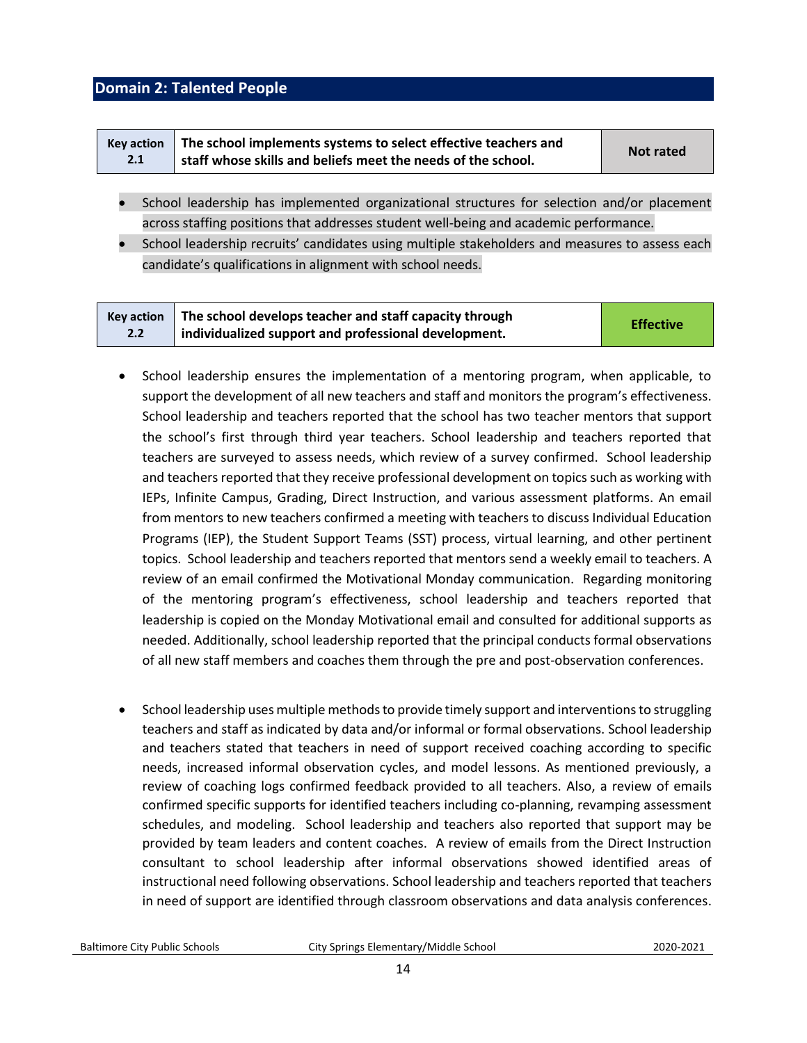## Domain 2: Talented People

| Key action 2.1 | The school implements systems to select effective teachers and staff whose skills and beliefs meet the needs of the school. | Not rated |
|---|---|---|

- School leadership has implemented organizational structures for selection and/or placement across staffing positions that addresses student well-being and academic performance.
- School leadership recruits' candidates using multiple stakeholders and measures to assess each candidate's qualifications in alignment with school needs.

| Key action 2.2 | The school develops teacher and staff capacity through individualized support and professional development. | Effective |
|---|---|---|

- School leadership ensures the implementation of a mentoring program, when applicable, to support the development of all new teachers and staff and monitors the program's effectiveness. School leadership and teachers reported that the school has two teacher mentors that support the school's first through third year teachers. School leadership and teachers reported that teachers are surveyed to assess needs, which review of a survey confirmed. School leadership and teachers reported that they receive professional development on topics such as working with IEPs, Infinite Campus, Grading, Direct Instruction, and various assessment platforms. An email from mentors to new teachers confirmed a meeting with teachers to discuss Individual Education Programs (IEP), the Student Support Teams (SST) process, virtual learning, and other pertinent topics. School leadership and teachers reported that mentors send a weekly email to teachers. A review of an email confirmed the Motivational Monday communication. Regarding monitoring of the mentoring program's effectiveness, school leadership and teachers reported that leadership is copied on the Monday Motivational email and consulted for additional supports as needed. Additionally, school leadership reported that the principal conducts formal observations of all new staff members and coaches them through the pre and post-observation conferences.

- School leadership uses multiple methods to provide timely support and interventions to struggling teachers and staff as indicated by data and/or informal or formal observations. School leadership and teachers stated that teachers in need of support received coaching according to specific needs, increased informal observation cycles, and model lessons. As mentioned previously, a review of coaching logs confirmed feedback provided to all teachers. Also, a review of emails confirmed specific supports for identified teachers including co-planning, revamping assessment schedules, and modeling. School leadership and teachers also reported that support may be provided by team leaders and content coaches. A review of emails from the Direct Instruction consultant to school leadership after informal observations showed identified areas of instructional need following observations. School leadership and teachers reported that teachers in need of support are identified through classroom observations and data analysis conferences.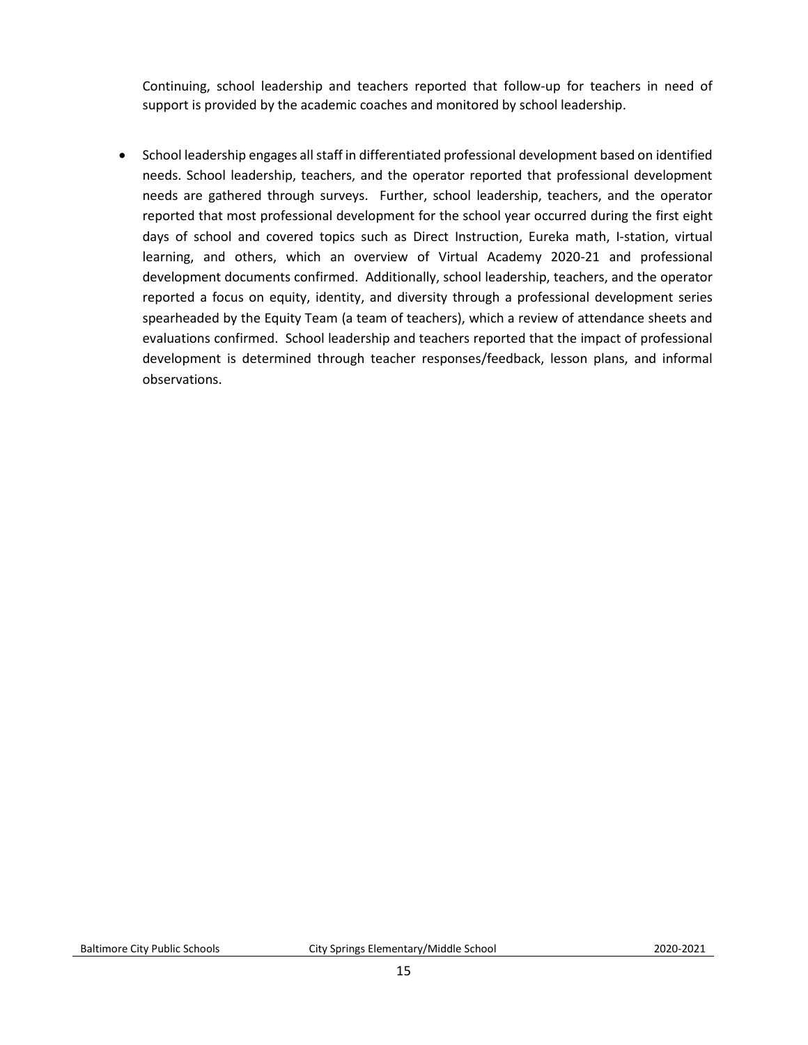Continuing, school leadership and teachers reported that follow-up for teachers in need of support is provided by the academic coaches and monitored by school leadership.

- School leadership engages all staff in differentiated professional development based on identified needs. School leadership, teachers, and the operator reported that professional development needs are gathered through surveys. Further, school leadership, teachers, and the operator reported that most professional development for the school year occurred during the first eight days of school and covered topics such as Direct Instruction, Eureka math, I-station, virtual learning, and others, which an overview of Virtual Academy 2020-21 and professional development documents confirmed. Additionally, school leadership, teachers, and the operator reported a focus on equity, identity, and diversity through a professional development series spearheaded by the Equity Team (a team of teachers), which a review of attendance sheets and evaluations confirmed. School leadership and teachers reported that the impact of professional development is determined through teacher responses/feedback, lesson plans, and informal observations.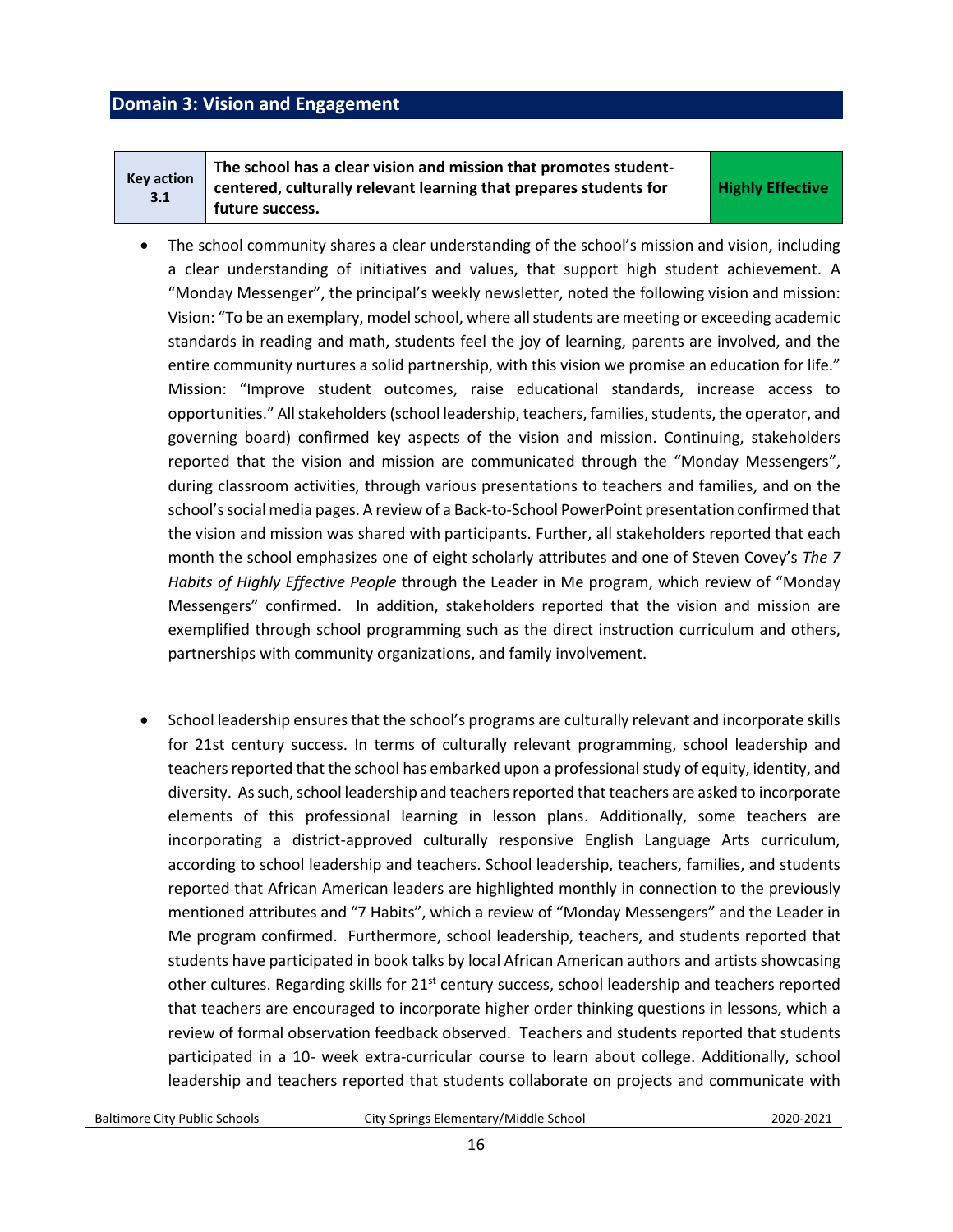## Domain 3: Vision and Engagement

| Key action 3.1 | The school has a clear vision and mission that promotes student-centered, culturally relevant learning that prepares students for future success. | Highly Effective |
|---|---|---|

- The school community shares a clear understanding of the school's mission and vision, including a clear understanding of initiatives and values, that support high student achievement. A "Monday Messenger", the principal's weekly newsletter, noted the following vision and mission: Vision: "To be an exemplary, model school, where all students are meeting or exceeding academic standards in reading and math, students feel the joy of learning, parents are involved, and the entire community nurtures a solid partnership, with this vision we promise an education for life." Mission: "Improve student outcomes, raise educational standards, increase access to opportunities." All stakeholders (school leadership, teachers, families, students, the operator, and governing board) confirmed key aspects of the vision and mission. Continuing, stakeholders reported that the vision and mission are communicated through the "Monday Messengers", during classroom activities, through various presentations to teachers and families, and on the school's social media pages. A review of a Back-to-School PowerPoint presentation confirmed that the vision and mission was shared with participants. Further, all stakeholders reported that each month the school emphasizes one of eight scholarly attributes and one of Steven Covey's *The 7 Habits of Highly Effective People* through the Leader in Me program, which review of "Monday Messengers" confirmed. In addition, stakeholders reported that the vision and mission are exemplified through school programming such as the direct instruction curriculum and others, partnerships with community organizations, and family involvement.

- School leadership ensures that the school's programs are culturally relevant and incorporate skills for 21st century success. In terms of culturally relevant programming, school leadership and teachers reported that the school has embarked upon a professional study of equity, identity, and diversity. As such, school leadership and teachers reported that teachers are asked to incorporate elements of this professional learning in lesson plans. Additionally, some teachers are incorporating a district-approved culturally responsive English Language Arts curriculum, according to school leadership and teachers. School leadership, teachers, families, and students reported that African American leaders are highlighted monthly in connection to the previously mentioned attributes and "7 Habits", which a review of "Monday Messengers" and the Leader in Me program confirmed. Furthermore, school leadership, teachers, and students reported that students have participated in book talks by local African American authors and artists showcasing other cultures. Regarding skills for 21st century success, school leadership and teachers reported that teachers are encouraged to incorporate higher order thinking questions in lessons, which a review of formal observation feedback observed. Teachers and students reported that students participated in a 10- week extra-curricular course to learn about college. Additionally, school leadership and teachers reported that students collaborate on projects and communicate with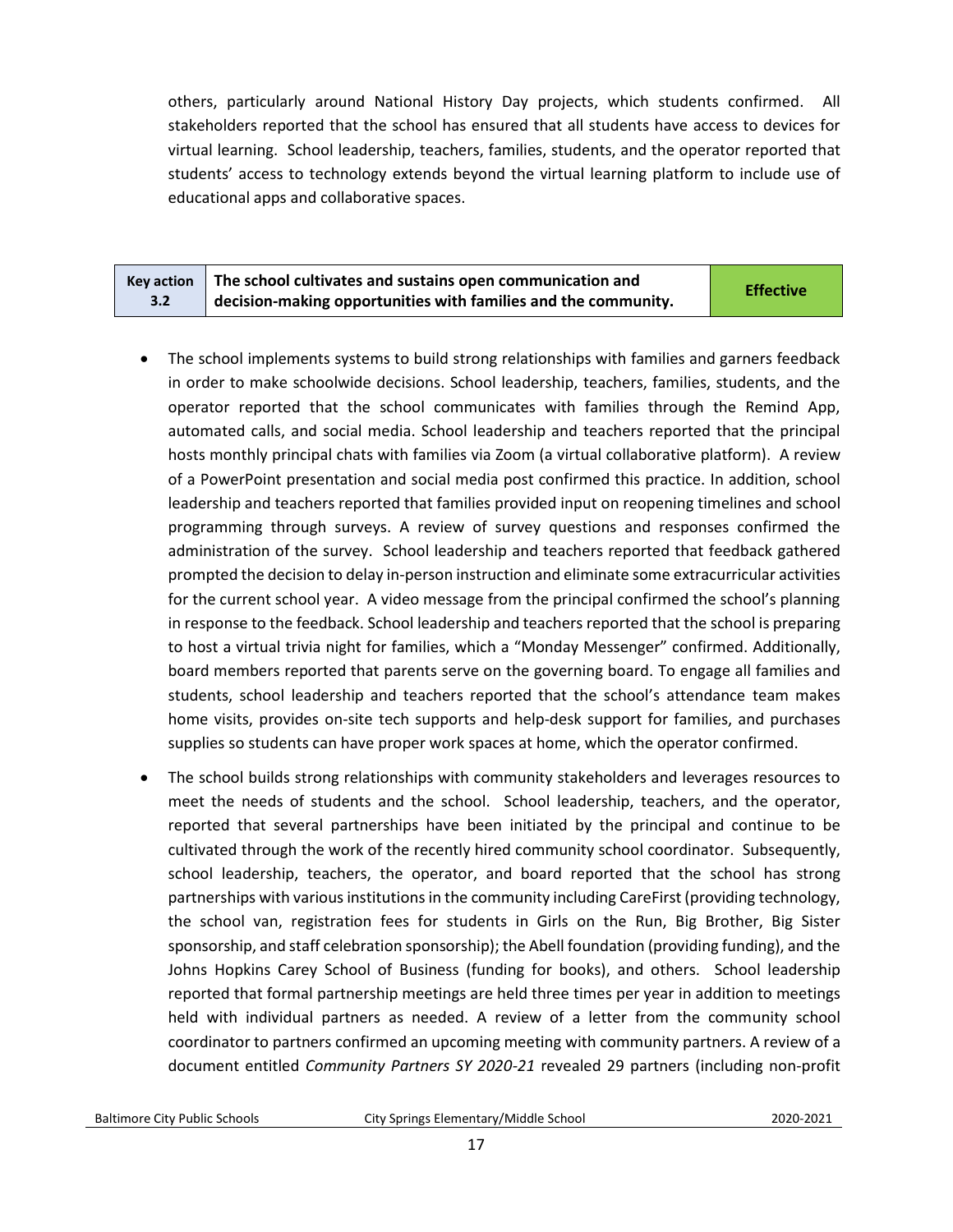others, particularly around National History Day projects, which students confirmed. All stakeholders reported that the school has ensured that all students have access to devices for virtual learning. School leadership, teachers, families, students, and the operator reported that students' access to technology extends beyond the virtual learning platform to include use of educational apps and collaborative spaces.

| Key action 3.2 | The school cultivates and sustains open communication and decision-making opportunities with families and the community. | Effective |
|---|---|---|

- The school implements systems to build strong relationships with families and garners feedback in order to make schoolwide decisions. School leadership, teachers, families, students, and the operator reported that the school communicates with families through the Remind App, automated calls, and social media. School leadership and teachers reported that the principal hosts monthly principal chats with families via Zoom (a virtual collaborative platform). A review of a PowerPoint presentation and social media post confirmed this practice. In addition, school leadership and teachers reported that families provided input on reopening timelines and school programming through surveys. A review of survey questions and responses confirmed the administration of the survey. School leadership and teachers reported that feedback gathered prompted the decision to delay in-person instruction and eliminate some extracurricular activities for the current school year. A video message from the principal confirmed the school's planning in response to the feedback. School leadership and teachers reported that the school is preparing to host a virtual trivia night for families, which a "Monday Messenger" confirmed. Additionally, board members reported that parents serve on the governing board. To engage all families and students, school leadership and teachers reported that the school's attendance team makes home visits, provides on-site tech supports and help-desk support for families, and purchases supplies so students can have proper work spaces at home, which the operator confirmed.
- The school builds strong relationships with community stakeholders and leverages resources to meet the needs of students and the school. School leadership, teachers, and the operator, reported that several partnerships have been initiated by the principal and continue to be cultivated through the work of the recently hired community school coordinator. Subsequently, school leadership, teachers, the operator, and board reported that the school has strong partnerships with various institutions in the community including CareFirst (providing technology, the school van, registration fees for students in Girls on the Run, Big Brother, Big Sister sponsorship, and staff celebration sponsorship); the Abell foundation (providing funding), and the Johns Hopkins Carey School of Business (funding for books), and others. School leadership reported that formal partnership meetings are held three times per year in addition to meetings held with individual partners as needed. A review of a letter from the community school coordinator to partners confirmed an upcoming meeting with community partners. A review of a document entitled *Community Partners SY 2020-21* revealed 29 partners (including non-profit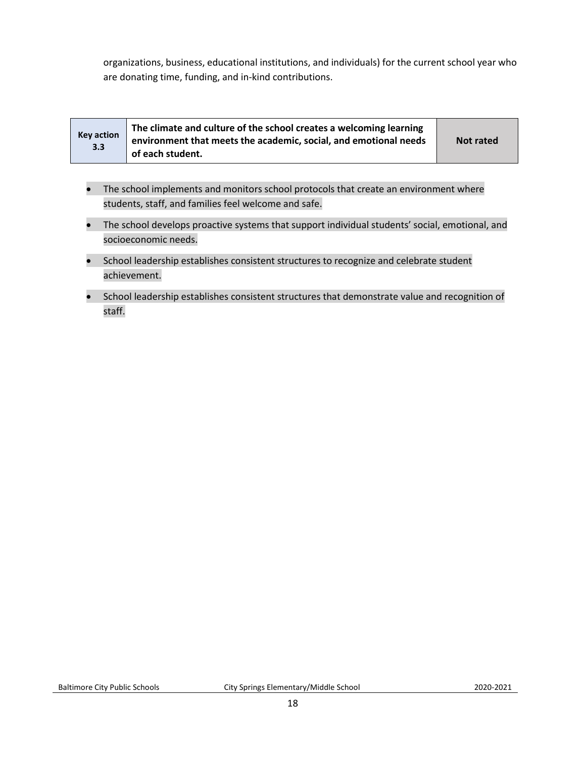organizations, business, educational institutions, and individuals) for the current school year who are donating time, funding, and in-kind contributions.

| Key action 3.3 | The climate and culture of the school creates a welcoming learning environment that meets the academic, social, and emotional needs of each student. | Not rated |
|---|---|---|

- The school implements and monitors school protocols that create an environment where students, staff, and families feel welcome and safe.
- The school develops proactive systems that support individual students' social, emotional, and socioeconomic needs.
- School leadership establishes consistent structures to recognize and celebrate student achievement.
- School leadership establishes consistent structures that demonstrate value and recognition of staff.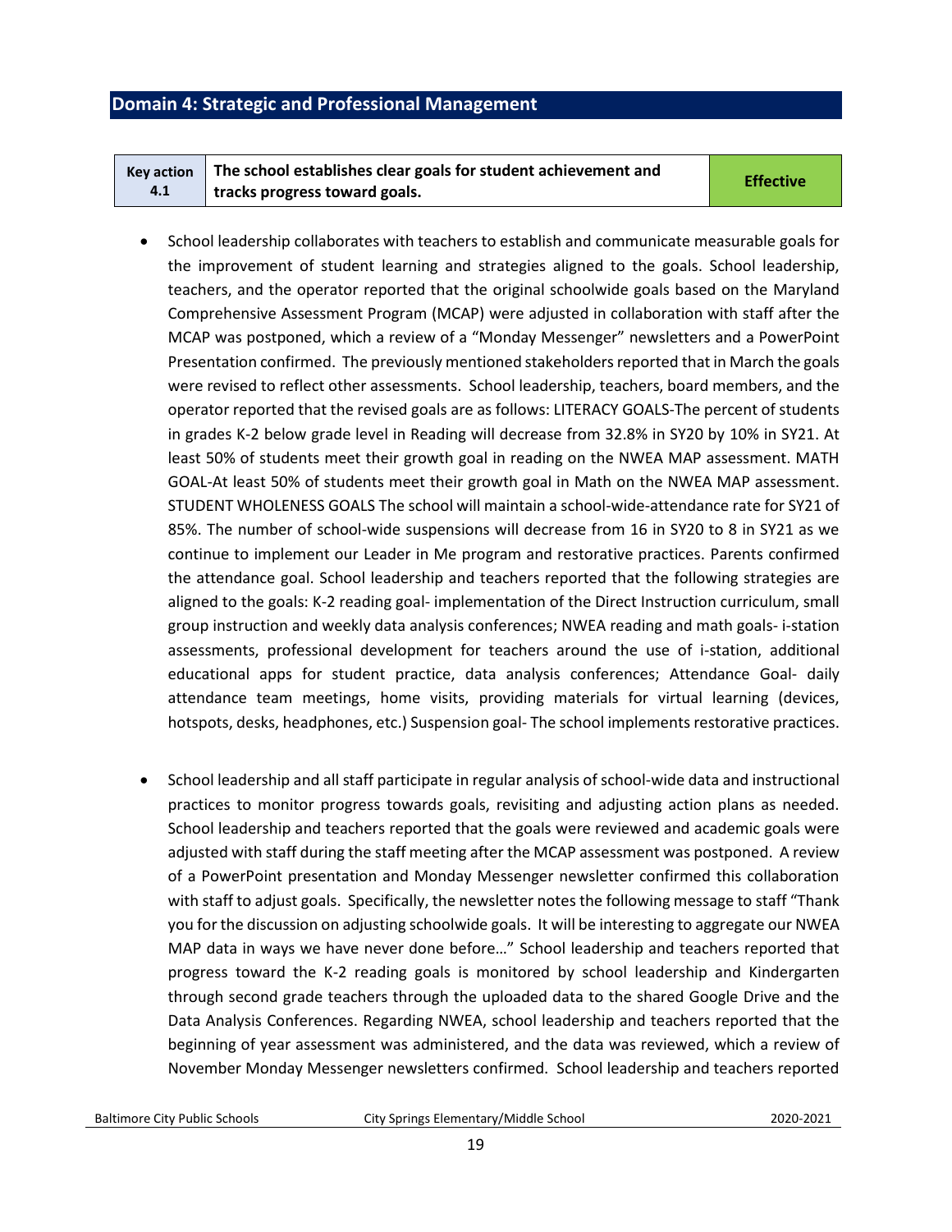## Domain 4: Strategic and Professional Management

| Key action 4.1 | The school establishes clear goals for student achievement and tracks progress toward goals. | Effective |
|---|---|---|

- School leadership collaborates with teachers to establish and communicate measurable goals for the improvement of student learning and strategies aligned to the goals. School leadership, teachers, and the operator reported that the original schoolwide goals based on the Maryland Comprehensive Assessment Program (MCAP) were adjusted in collaboration with staff after the MCAP was postponed, which a review of a "Monday Messenger" newsletters and a PowerPoint Presentation confirmed. The previously mentioned stakeholders reported that in March the goals were revised to reflect other assessments. School leadership, teachers, board members, and the operator reported that the revised goals are as follows: LITERACY GOALS-The percent of students in grades K-2 below grade level in Reading will decrease from 32.8% in SY20 by 10% in SY21. At least 50% of students meet their growth goal in reading on the NWEA MAP assessment. MATH GOAL-At least 50% of students meet their growth goal in Math on the NWEA MAP assessment. STUDENT WHOLENESS GOALS The school will maintain a school-wide-attendance rate for SY21 of 85%. The number of school-wide suspensions will decrease from 16 in SY20 to 8 in SY21 as we continue to implement our Leader in Me program and restorative practices. Parents confirmed the attendance goal. School leadership and teachers reported that the following strategies are aligned to the goals: K-2 reading goal- implementation of the Direct Instruction curriculum, small group instruction and weekly data analysis conferences; NWEA reading and math goals- i-station assessments, professional development for teachers around the use of i-station, additional educational apps for student practice, data analysis conferences; Attendance Goal- daily attendance team meetings, home visits, providing materials for virtual learning (devices, hotspots, desks, headphones, etc.) Suspension goal- The school implements restorative practices.

- School leadership and all staff participate in regular analysis of school-wide data and instructional practices to monitor progress towards goals, revisiting and adjusting action plans as needed. School leadership and teachers reported that the goals were reviewed and academic goals were adjusted with staff during the staff meeting after the MCAP assessment was postponed. A review of a PowerPoint presentation and Monday Messenger newsletter confirmed this collaboration with staff to adjust goals. Specifically, the newsletter notes the following message to staff "Thank you for the discussion on adjusting schoolwide goals. It will be interesting to aggregate our NWEA MAP data in ways we have never done before…" School leadership and teachers reported that progress toward the K-2 reading goals is monitored by school leadership and Kindergarten through second grade teachers through the uploaded data to the shared Google Drive and the Data Analysis Conferences. Regarding NWEA, school leadership and teachers reported that the beginning of year assessment was administered, and the data was reviewed, which a review of November Monday Messenger newsletters confirmed. School leadership and teachers reported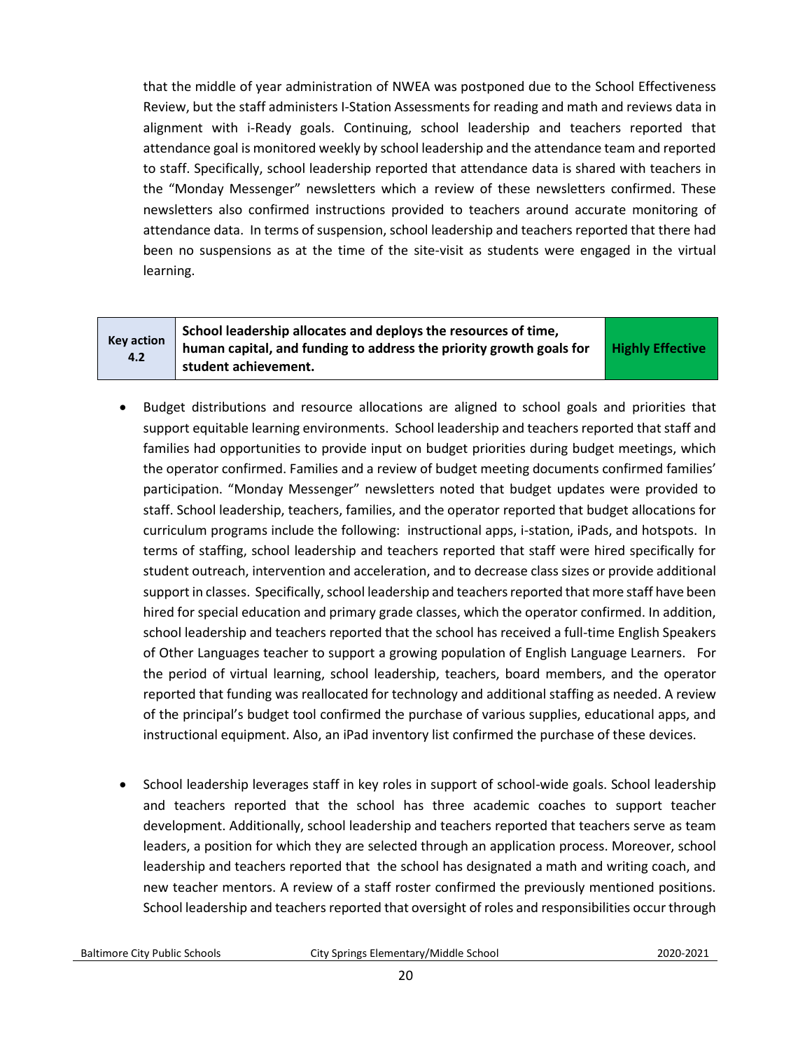that the middle of year administration of NWEA was postponed due to the School Effectiveness Review, but the staff administers I-Station Assessments for reading and math and reviews data in alignment with i-Ready goals. Continuing, school leadership and teachers reported that attendance goal is monitored weekly by school leadership and the attendance team and reported to staff. Specifically, school leadership reported that attendance data is shared with teachers in the "Monday Messenger" newsletters which a review of these newsletters confirmed. These newsletters also confirmed instructions provided to teachers around accurate monitoring of attendance data. In terms of suspension, school leadership and teachers reported that there had been no suspensions as at the time of the site-visit as students were engaged in the virtual learning.

| Key action 4.2 | School leadership allocates and deploys the resources of time, human capital, and funding to address the priority growth goals for student achievement. | Highly Effective |
|---|---|---|

- Budget distributions and resource allocations are aligned to school goals and priorities that support equitable learning environments. School leadership and teachers reported that staff and families had opportunities to provide input on budget priorities during budget meetings, which the operator confirmed. Families and a review of budget meeting documents confirmed families' participation. "Monday Messenger" newsletters noted that budget updates were provided to staff. School leadership, teachers, families, and the operator reported that budget allocations for curriculum programs include the following: instructional apps, i-station, iPads, and hotspots. In terms of staffing, school leadership and teachers reported that staff were hired specifically for student outreach, intervention and acceleration, and to decrease class sizes or provide additional support in classes. Specifically, school leadership and teachers reported that more staff have been hired for special education and primary grade classes, which the operator confirmed. In addition, school leadership and teachers reported that the school has received a full-time English Speakers of Other Languages teacher to support a growing population of English Language Learners. For the period of virtual learning, school leadership, teachers, board members, and the operator reported that funding was reallocated for technology and additional staffing as needed. A review of the principal's budget tool confirmed the purchase of various supplies, educational apps, and instructional equipment. Also, an iPad inventory list confirmed the purchase of these devices.

- School leadership leverages staff in key roles in support of school-wide goals. School leadership and teachers reported that the school has three academic coaches to support teacher development. Additionally, school leadership and teachers reported that teachers serve as team leaders, a position for which they are selected through an application process. Moreover, school leadership and teachers reported that the school has designated a math and writing coach, and new teacher mentors. A review of a staff roster confirmed the previously mentioned positions. School leadership and teachers reported that oversight of roles and responsibilities occur through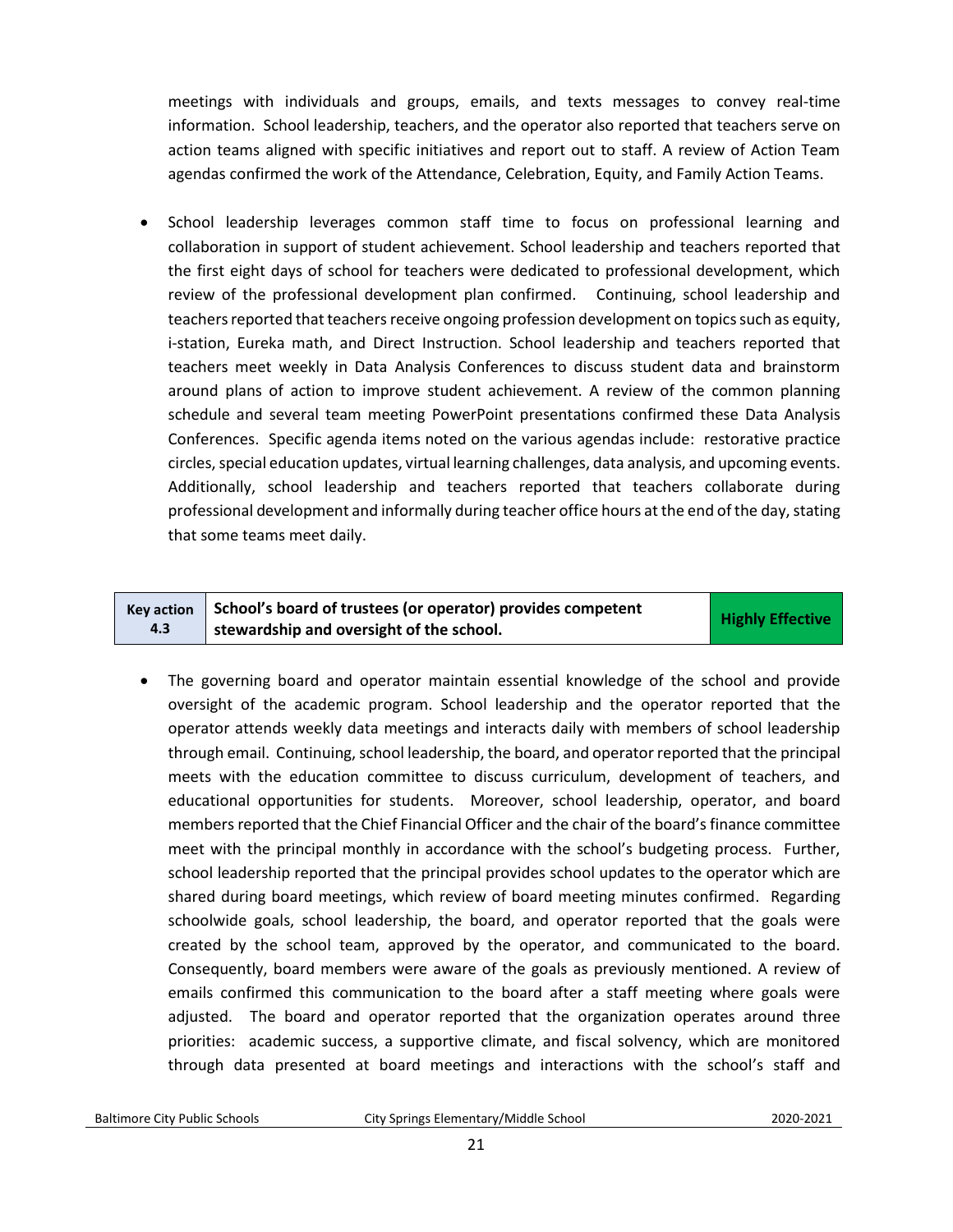meetings with individuals and groups, emails, and texts messages to convey real-time information. School leadership, teachers, and the operator also reported that teachers serve on action teams aligned with specific initiatives and report out to staff. A review of Action Team agendas confirmed the work of the Attendance, Celebration, Equity, and Family Action Teams.

- School leadership leverages common staff time to focus on professional learning and collaboration in support of student achievement. School leadership and teachers reported that the first eight days of school for teachers were dedicated to professional development, which review of the professional development plan confirmed. Continuing, school leadership and teachers reported that teachers receive ongoing profession development on topics such as equity, i-station, Eureka math, and Direct Instruction. School leadership and teachers reported that teachers meet weekly in Data Analysis Conferences to discuss student data and brainstorm around plans of action to improve student achievement. A review of the common planning schedule and several team meeting PowerPoint presentations confirmed these Data Analysis Conferences. Specific agenda items noted on the various agendas include: restorative practice circles, special education updates, virtual learning challenges, data analysis, and upcoming events. Additionally, school leadership and teachers reported that teachers collaborate during professional development and informally during teacher office hours at the end of the day, stating that some teams meet daily.

| Key action 4.3 | School's board of trustees (or operator) provides competent stewardship and oversight of the school. | Highly Effective |
|---|---|---|

- The governing board and operator maintain essential knowledge of the school and provide oversight of the academic program. School leadership and the operator reported that the operator attends weekly data meetings and interacts daily with members of school leadership through email. Continuing, school leadership, the board, and operator reported that the principal meets with the education committee to discuss curriculum, development of teachers, and educational opportunities for students. Moreover, school leadership, operator, and board members reported that the Chief Financial Officer and the chair of the board's finance committee meet with the principal monthly in accordance with the school's budgeting process. Further, school leadership reported that the principal provides school updates to the operator which are shared during board meetings, which review of board meeting minutes confirmed. Regarding schoolwide goals, school leadership, the board, and operator reported that the goals were created by the school team, approved by the operator, and communicated to the board. Consequently, board members were aware of the goals as previously mentioned. A review of emails confirmed this communication to the board after a staff meeting where goals were adjusted. The board and operator reported that the organization operates around three priorities: academic success, a supportive climate, and fiscal solvency, which are monitored through data presented at board meetings and interactions with the school's staff and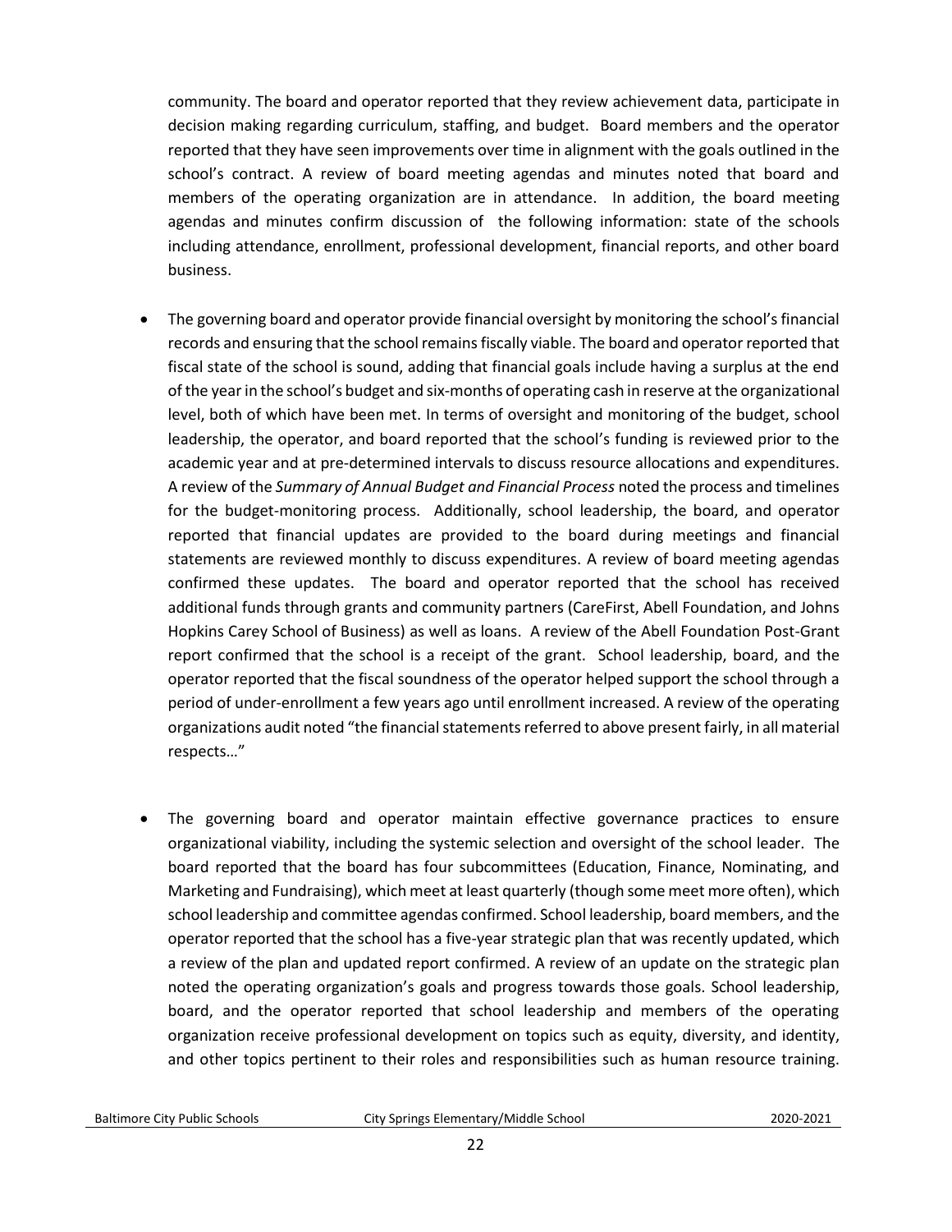community. The board and operator reported that they review achievement data, participate in decision making regarding curriculum, staffing, and budget. Board members and the operator reported that they have seen improvements over time in alignment with the goals outlined in the school's contract. A review of board meeting agendas and minutes noted that board and members of the operating organization are in attendance. In addition, the board meeting agendas and minutes confirm discussion of the following information: state of the schools including attendance, enrollment, professional development, financial reports, and other board business.

- The governing board and operator provide financial oversight by monitoring the school's financial records and ensuring that the school remains fiscally viable. The board and operator reported that fiscal state of the school is sound, adding that financial goals include having a surplus at the end of the year in the school's budget and six-months of operating cash in reserve at the organizational level, both of which have been met. In terms of oversight and monitoring of the budget, school leadership, the operator, and board reported that the school's funding is reviewed prior to the academic year and at pre-determined intervals to discuss resource allocations and expenditures. A review of the *Summary of Annual Budget and Financial Process* noted the process and timelines for the budget-monitoring process. Additionally, school leadership, the board, and operator reported that financial updates are provided to the board during meetings and financial statements are reviewed monthly to discuss expenditures. A review of board meeting agendas confirmed these updates. The board and operator reported that the school has received additional funds through grants and community partners (CareFirst, Abell Foundation, and Johns Hopkins Carey School of Business) as well as loans. A review of the Abell Foundation Post-Grant report confirmed that the school is a receipt of the grant. School leadership, board, and the operator reported that the fiscal soundness of the operator helped support the school through a period of under-enrollment a few years ago until enrollment increased. A review of the operating organizations audit noted "the financial statements referred to above present fairly, in all material respects…"

- The governing board and operator maintain effective governance practices to ensure organizational viability, including the systemic selection and oversight of the school leader. The board reported that the board has four subcommittees (Education, Finance, Nominating, and Marketing and Fundraising), which meet at least quarterly (though some meet more often), which school leadership and committee agendas confirmed. School leadership, board members, and the operator reported that the school has a five-year strategic plan that was recently updated, which a review of the plan and updated report confirmed. A review of an update on the strategic plan noted the operating organization's goals and progress towards those goals. School leadership, board, and the operator reported that school leadership and members of the operating organization receive professional development on topics such as equity, diversity, and identity, and other topics pertinent to their roles and responsibilities such as human resource training.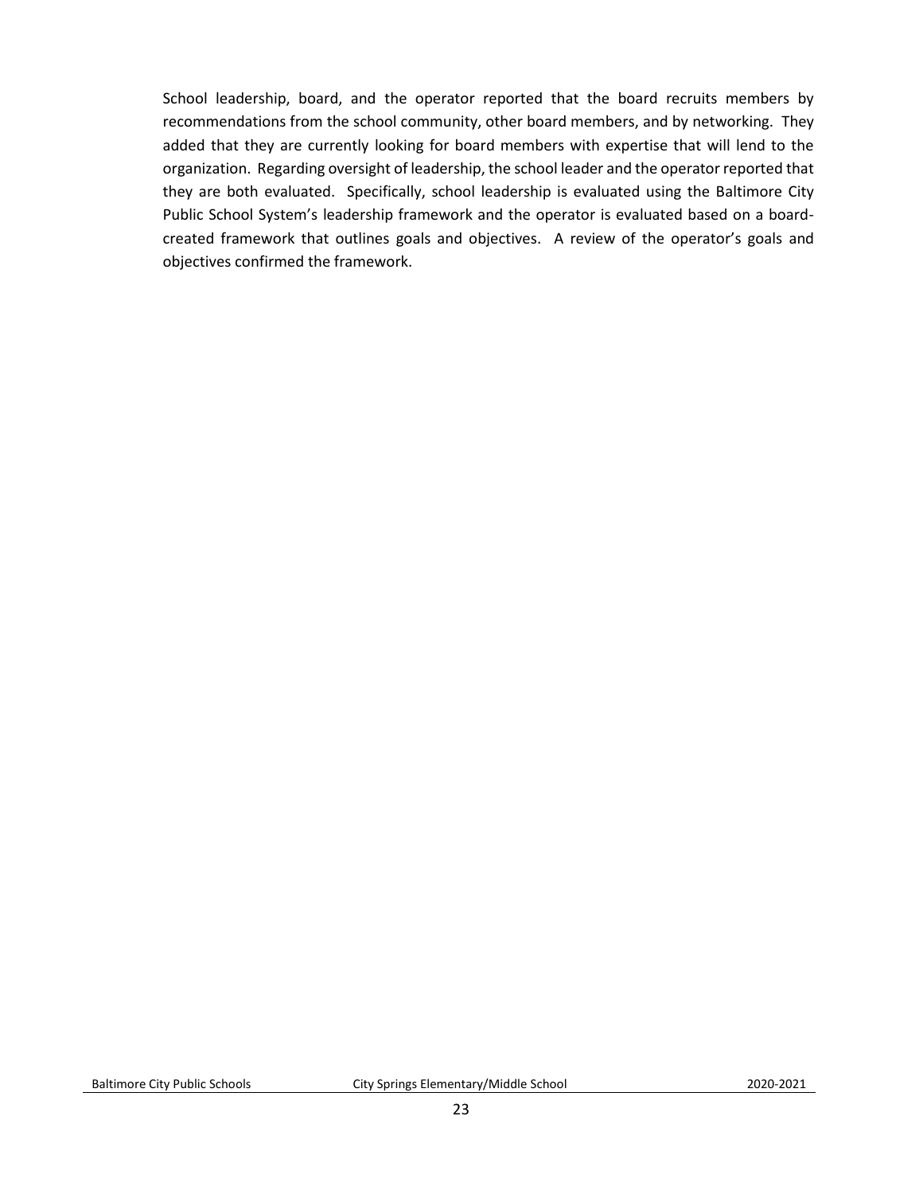School leadership, board, and the operator reported that the board recruits members by recommendations from the school community, other board members, and by networking. They added that they are currently looking for board members with expertise that will lend to the organization. Regarding oversight of leadership, the school leader and the operator reported that they are both evaluated. Specifically, school leadership is evaluated using the Baltimore City Public School System's leadership framework and the operator is evaluated based on a board-created framework that outlines goals and objectives. A review of the operator's goals and objectives confirmed the framework.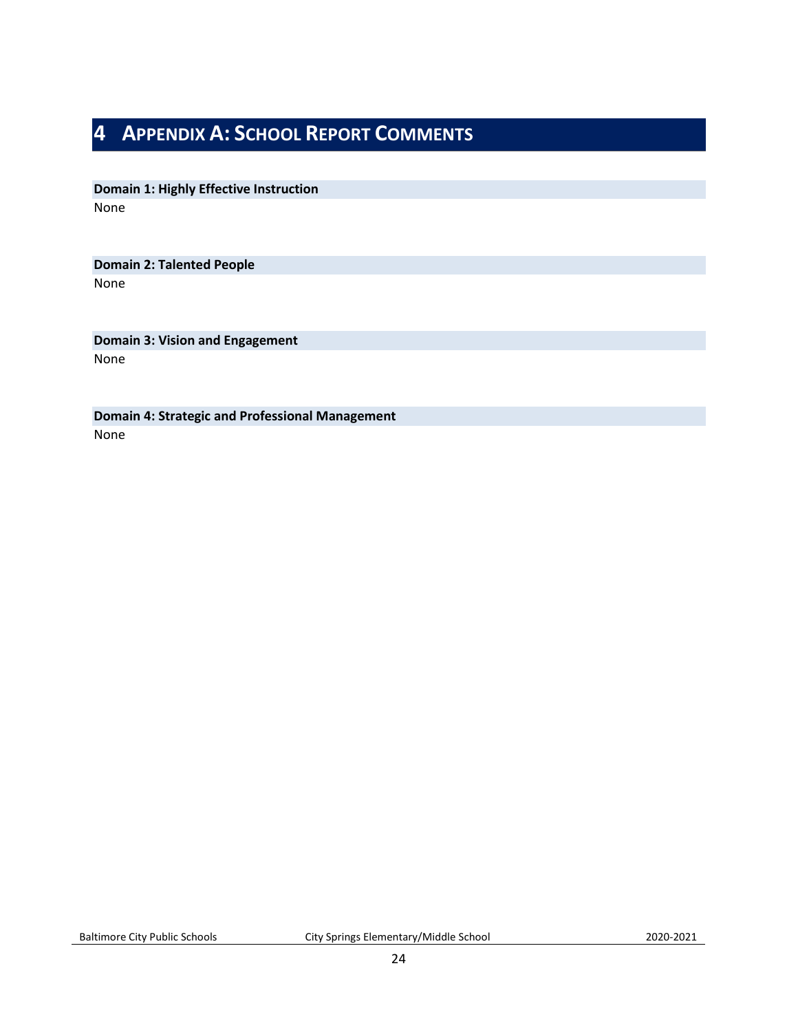# 4 Appendix A: School Report Comments

**Domain 1: Highly Effective Instruction**

None

**Domain 2: Talented People**

None

**Domain 3: Vision and Engagement**

None

**Domain 4: Strategic and Professional Management**

None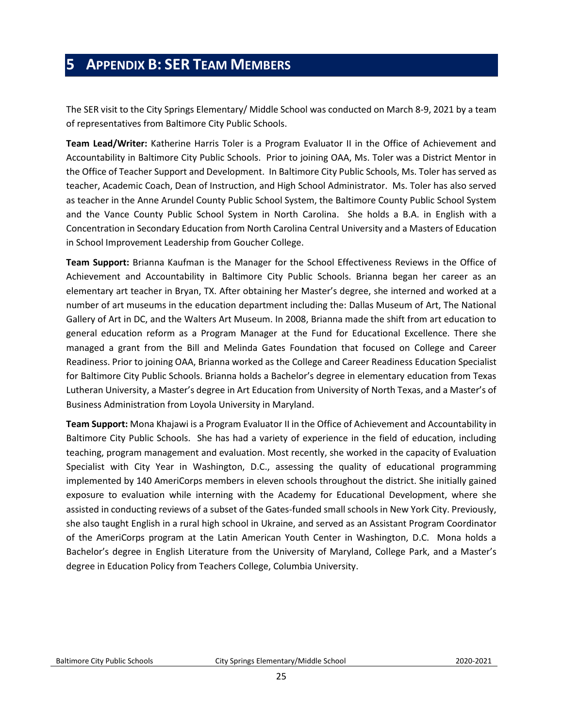# 5 APPENDIX B: SER TEAM MEMBERS

The SER visit to the City Springs Elementary/ Middle School was conducted on March 8-9, 2021 by a team of representatives from Baltimore City Public Schools.

**Team Lead/Writer:** Katherine Harris Toler is a Program Evaluator II in the Office of Achievement and Accountability in Baltimore City Public Schools. Prior to joining OAA, Ms. Toler was a District Mentor in the Office of Teacher Support and Development. In Baltimore City Public Schools, Ms. Toler has served as teacher, Academic Coach, Dean of Instruction, and High School Administrator. Ms. Toler has also served as teacher in the Anne Arundel County Public School System, the Baltimore County Public School System and the Vance County Public School System in North Carolina. She holds a B.A. in English with a Concentration in Secondary Education from North Carolina Central University and a Masters of Education in School Improvement Leadership from Goucher College.

**Team Support:** Brianna Kaufman is the Manager for the School Effectiveness Reviews in the Office of Achievement and Accountability in Baltimore City Public Schools. Brianna began her career as an elementary art teacher in Bryan, TX. After obtaining her Master's degree, she interned and worked at a number of art museums in the education department including the: Dallas Museum of Art, The National Gallery of Art in DC, and the Walters Art Museum. In 2008, Brianna made the shift from art education to general education reform as a Program Manager at the Fund for Educational Excellence. There she managed a grant from the Bill and Melinda Gates Foundation that focused on College and Career Readiness. Prior to joining OAA, Brianna worked as the College and Career Readiness Education Specialist for Baltimore City Public Schools. Brianna holds a Bachelor's degree in elementary education from Texas Lutheran University, a Master's degree in Art Education from University of North Texas, and a Master's of Business Administration from Loyola University in Maryland.

**Team Support:** Mona Khajawi is a Program Evaluator II in the Office of Achievement and Accountability in Baltimore City Public Schools. She has had a variety of experience in the field of education, including teaching, program management and evaluation. Most recently, she worked in the capacity of Evaluation Specialist with City Year in Washington, D.C., assessing the quality of educational programming implemented by 140 AmeriCorps members in eleven schools throughout the district. She initially gained exposure to evaluation while interning with the Academy for Educational Development, where she assisted in conducting reviews of a subset of the Gates-funded small schools in New York City. Previously, she also taught English in a rural high school in Ukraine, and served as an Assistant Program Coordinator of the AmeriCorps program at the Latin American Youth Center in Washington, D.C. Mona holds a Bachelor's degree in English Literature from the University of Maryland, College Park, and a Master's degree in Education Policy from Teachers College, Columbia University.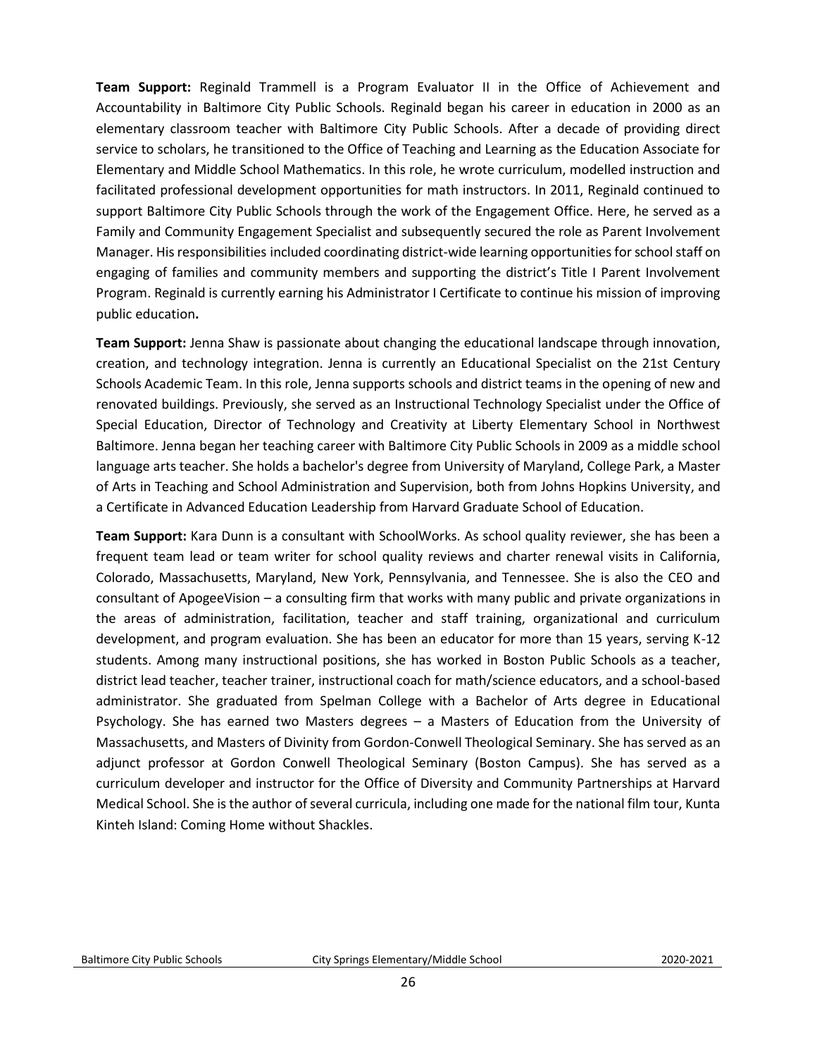**Team Support:** Reginald Trammell is a Program Evaluator II in the Office of Achievement and Accountability in Baltimore City Public Schools. Reginald began his career in education in 2000 as an elementary classroom teacher with Baltimore City Public Schools. After a decade of providing direct service to scholars, he transitioned to the Office of Teaching and Learning as the Education Associate for Elementary and Middle School Mathematics. In this role, he wrote curriculum, modelled instruction and facilitated professional development opportunities for math instructors. In 2011, Reginald continued to support Baltimore City Public Schools through the work of the Engagement Office. Here, he served as a Family and Community Engagement Specialist and subsequently secured the role as Parent Involvement Manager. His responsibilities included coordinating district-wide learning opportunities for school staff on engaging of families and community members and supporting the district's Title I Parent Involvement Program. Reginald is currently earning his Administrator I Certificate to continue his mission of improving public education**.**

**Team Support:** Jenna Shaw is passionate about changing the educational landscape through innovation, creation, and technology integration. Jenna is currently an Educational Specialist on the 21st Century Schools Academic Team. In this role, Jenna supports schools and district teams in the opening of new and renovated buildings. Previously, she served as an Instructional Technology Specialist under the Office of Special Education, Director of Technology and Creativity at Liberty Elementary School in Northwest Baltimore. Jenna began her teaching career with Baltimore City Public Schools in 2009 as a middle school language arts teacher. She holds a bachelor's degree from University of Maryland, College Park, a Master of Arts in Teaching and School Administration and Supervision, both from Johns Hopkins University, and a Certificate in Advanced Education Leadership from Harvard Graduate School of Education.

**Team Support:** Kara Dunn is a consultant with SchoolWorks. As school quality reviewer, she has been a frequent team lead or team writer for school quality reviews and charter renewal visits in California, Colorado, Massachusetts, Maryland, New York, Pennsylvania, and Tennessee. She is also the CEO and consultant of ApogeeVision – a consulting firm that works with many public and private organizations in the areas of administration, facilitation, teacher and staff training, organizational and curriculum development, and program evaluation. She has been an educator for more than 15 years, serving K-12 students. Among many instructional positions, she has worked in Boston Public Schools as a teacher, district lead teacher, teacher trainer, instructional coach for math/science educators, and a school-based administrator. She graduated from Spelman College with a Bachelor of Arts degree in Educational Psychology. She has earned two Masters degrees – a Masters of Education from the University of Massachusetts, and Masters of Divinity from Gordon-Conwell Theological Seminary. She has served as an adjunct professor at Gordon Conwell Theological Seminary (Boston Campus). She has served as a curriculum developer and instructor for the Office of Diversity and Community Partnerships at Harvard Medical School. She is the author of several curricula, including one made for the national film tour, Kunta Kinteh Island: Coming Home without Shackles.